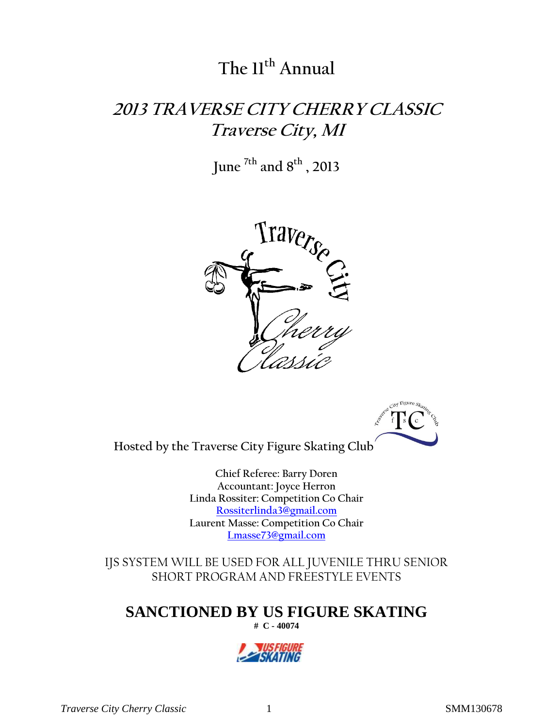# The 11th Annual

## *2013 TRAVERSE CITY CHERRY CLASSIC*
## *Traverse City, MI*

**June 7th and 8th, 2013**

Hosted by the Traverse City Figure Skating Club

Chief Referee: Barry Doren
Accountant: Joyce Herron
Linda Rossiter: Competition Co Chair
Rossiterlinda3@gmail.com
Laurent Masse: Competition Co Chair
Lmasse73@gmail.com

IJS SYSTEM WILL BE USED FOR ALL JUVENILE THRU SENIOR SHORT PROGRAM AND FREESTYLE EVENTS

## SANCTIONED BY US FIGURE SKATING

**# C - 40074**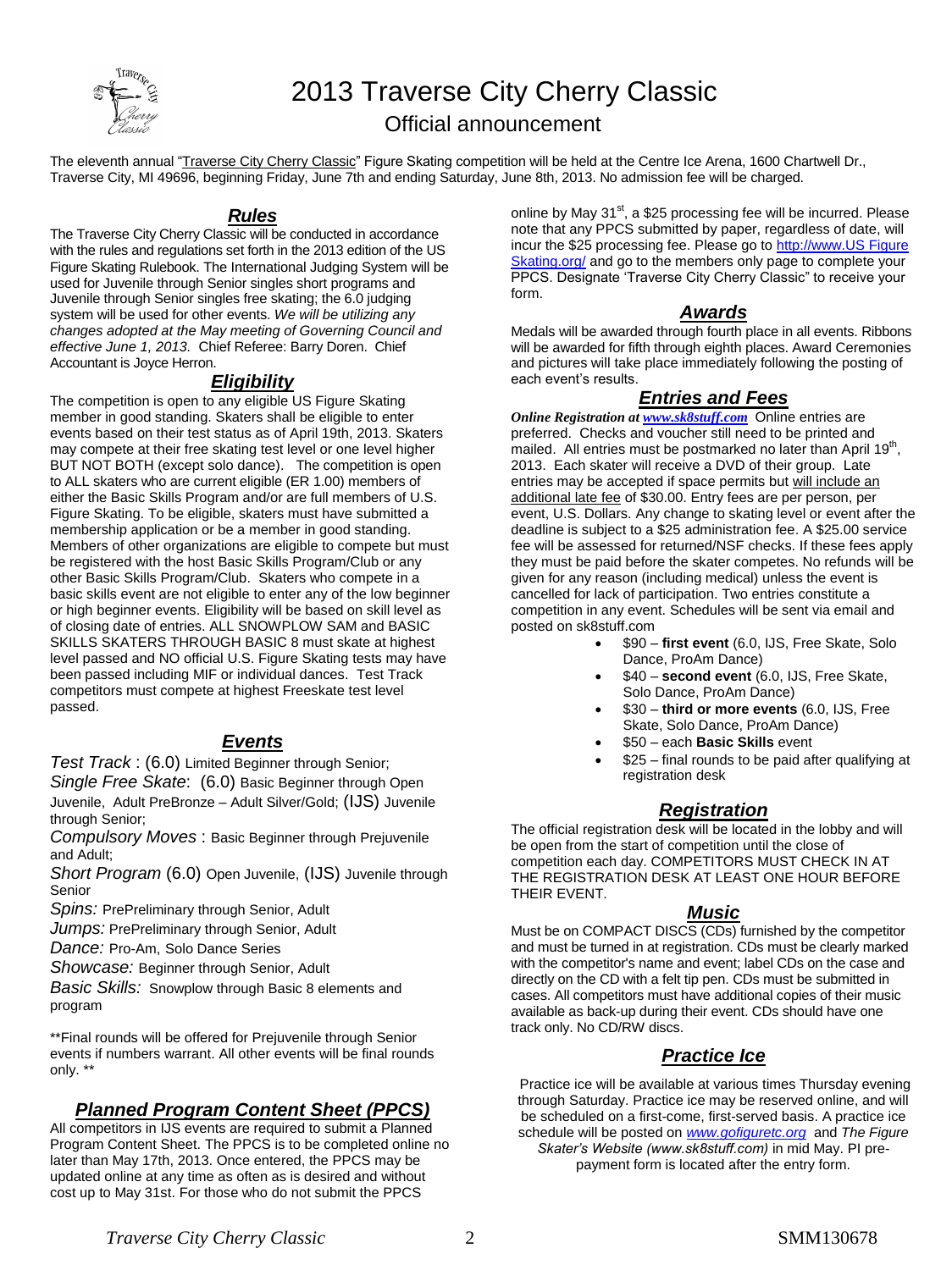# 2013 Traverse City Cherry Classic

## Official announcement

The eleventh annual "Traverse City Cherry Classic" Figure Skating competition will be held at the Centre Ice Arena, 1600 Chartwell Dr., Traverse City, MI 49696, beginning Friday, June 7th and ending Saturday, June 8th, 2013. No admission fee will be charged.

### *Rules*

The Traverse City Cherry Classic will be conducted in accordance with the rules and regulations set forth in the 2013 edition of the US Figure Skating Rulebook. The International Judging System will be used for Juvenile through Senior singles short programs and Juvenile through Senior singles free skating; the 6.0 judging system will be used for other events. *We will be utilizing any changes adopted at the May meeting of Governing Council and effective June 1, 2013.* Chief Referee: Barry Doren. Chief Accountant is Joyce Herron.

### *Eligibility*

The competition is open to any eligible US Figure Skating member in good standing. Skaters shall be eligible to enter events based on their test status as of April 19th, 2013. Skaters may compete at their free skating test level or one level higher BUT NOT BOTH (except solo dance). The competition is open to ALL skaters who are current eligible (ER 1.00) members of either the Basic Skills Program and/or are full members of U.S. Figure Skating. To be eligible, skaters must have submitted a membership application or be a member in good standing. Members of other organizations are eligible to compete but must be registered with the host Basic Skills Program/Club or any other Basic Skills Program/Club. Skaters who compete in a basic skills event are not eligible to enter any of the low beginner or high beginner events. Eligibility will be based on skill level as of closing date of entries. ALL SNOWPLOW SAM and BASIC SKILLS SKATERS THROUGH BASIC 8 must skate at highest level passed and NO official U.S. Figure Skating tests may have been passed including MIF or individual dances. Test Track competitors must compete at highest Freeskate test level passed.

### *Events*

*Test Track* : (6.0) Limited Beginner through Senior;
*Single Free Skate*: (6.0) Basic Beginner through Open Juvenile, Adult PreBronze – Adult Silver/Gold; (IJS) Juvenile through Senior;
*Compulsory Moves* : Basic Beginner through Prejuvenile and Adult;
*Short Program* (6.0) Open Juvenile, (IJS) Juvenile through Senior
*Spins:* PrePreliminary through Senior, Adult
*Jumps:* PrePreliminary through Senior, Adult
*Dance:* Pro-Am, Solo Dance Series
*Showcase:* Beginner through Senior, Adult
*Basic Skills:* Snowplow through Basic 8 elements and program

**Final rounds will be offered for Prejuvenile through Senior events if numbers warrant. All other events will be final rounds only. **

### *Planned Program Content Sheet (PPCS)*

All competitors in IJS events are required to submit a Planned Program Content Sheet. The PPCS is to be completed online no later than May 17th, 2013. Once entered, the PPCS may be updated online at any time as often as is desired and without cost up to May 31st. For those who do not submit the PPCS online by May 31st, a $25 processing fee will be incurred. Please note that any PPCS submitted by paper, regardless of date, will incur the $25 processing fee. Please go to http://www.US Figure Skating.org/ and go to the members only page to complete your PPCS. Designate 'Traverse City Cherry Classic" to receive your form.

### *Awards*

Medals will be awarded through fourth place in all events. Ribbons will be awarded for fifth through eighth places. Award Ceremonies and pictures will take place immediately following the posting of each event's results.

### *Entries and Fees*

***Online Registration at www.sk8stuff.com*** Online entries are preferred. Checks and voucher still need to be printed and mailed. All entries must be postmarked no later than April 19th, 2013. Each skater will receive a DVD of their group. Late entries may be accepted if space permits but will include an additional late fee of $30.00. Entry fees are per person, per event, U.S. Dollars. Any change to skating level or event after the deadline is subject to a $25 administration fee. A $25.00 service fee will be assessed for returned/NSF checks. If these fees apply they must be paid before the skater competes. No refunds will be given for any reason (including medical) unless the event is cancelled for lack of participation. Two entries constitute a competition in any event. Schedules will be sent via email and posted on sk8stuff.com

- $90 – **first event** (6.0, IJS, Free Skate, Solo Dance, ProAm Dance)
- $40 – **second event** (6.0, IJS, Free Skate, Solo Dance, ProAm Dance)
- $30 – **third or more events** (6.0, IJS, Free Skate, Solo Dance, ProAm Dance)
- $50 – each **Basic Skills** event
- $25 – final rounds to be paid after qualifying at registration desk

### *Registration*

The official registration desk will be located in the lobby and will be open from the start of competition until the close of competition each day. COMPETITORS MUST CHECK IN AT THE REGISTRATION DESK AT LEAST ONE HOUR BEFORE THEIR EVENT.

### *Music*

Must be on COMPACT DISCS (CDs) furnished by the competitor and must be turned in at registration. CDs must be clearly marked with the competitor's name and event; label CDs on the case and directly on the CD with a felt tip pen. CDs must be submitted in cases. All competitors must have additional copies of their music available as back-up during their event. CDs should have one track only. No CD/RW discs.

### *Practice Ice*

Practice ice will be available at various times Thursday evening through Saturday. Practice ice may be reserved online, and will be scheduled on a first-come, first-served basis. A practice ice schedule will be posted on *www.gofiguretc.org* and *The Figure Skater's Website (www.sk8stuff.com)* in mid May. PI pre-payment form is located after the entry form.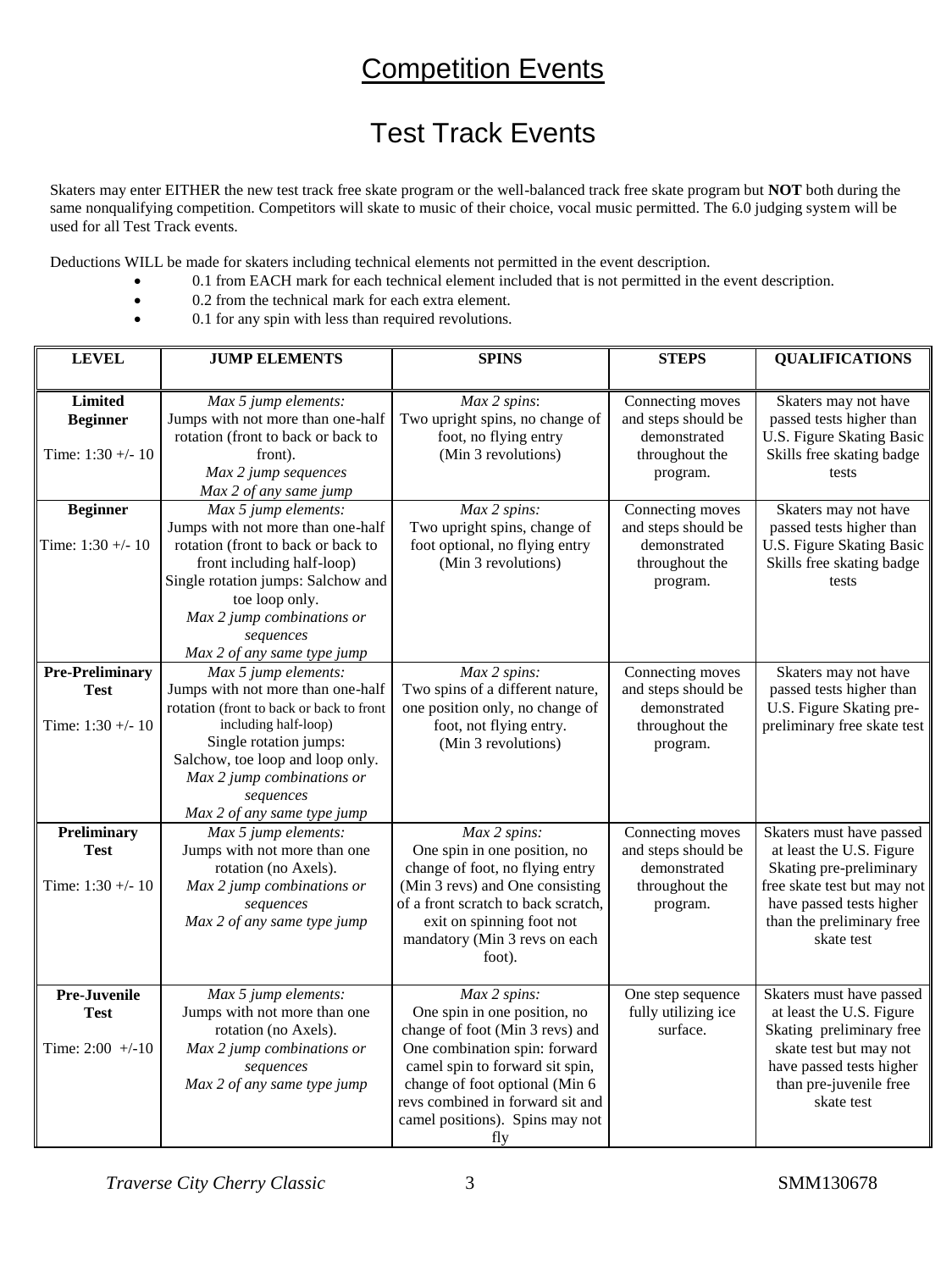# Competition Events

## Test Track Events

Skaters may enter EITHER the new test track free skate program or the well-balanced track free skate program but **NOT** both during the same nonqualifying competition. Competitors will skate to music of their choice, vocal music permitted. The 6.0 judging system will be used for all Test Track events.

Deductions WILL be made for skaters including technical elements not permitted in the event description.

- 0.1 from EACH mark for each technical element included that is not permitted in the event description.
- 0.2 from the technical mark for each extra element.
- 0.1 for any spin with less than required revolutions.

| LEVEL | JUMP ELEMENTS | SPINS | STEPS | QUALIFICATIONS |
|---|---|---|---|---|
| **Limited Beginner**<br><br>Time: 1:30 +/- 10 | *Max 5 jump elements:*<br>Jumps with not more than one-half rotation (front to back or back to front).<br>*Max 2 jump sequences*<br>*Max 2 of any same jump* | *Max 2 spins*:<br>Two upright spins, no change of foot, no flying entry<br>(Min 3 revolutions) | Connecting moves and steps should be demonstrated throughout the program. | Skaters may not have passed tests higher than U.S. Figure Skating Basic Skills free skating badge tests |
| **Beginner**<br><br>Time: 1:30 +/- 10 | *Max 5 jump elements:*<br>Jumps with not more than one-half rotation (front to back or back to front including half-loop)<br>Single rotation jumps: Salchow and toe loop only.<br>*Max 2 jump combinations or sequences*<br>*Max 2 of any same type jump* | *Max 2 spins:*<br>Two upright spins, change of foot optional, no flying entry<br>(Min 3 revolutions) | Connecting moves and steps should be demonstrated throughout the program. | Skaters may not have passed tests higher than U.S. Figure Skating Basic Skills free skating badge tests |
| **Pre-Preliminary Test**<br><br>Time: 1:30 +/- 10 | *Max 5 jump elements:*<br>Jumps with not more than one-half rotation (front to back or back to front including half-loop)<br>Single rotation jumps: Salchow, toe loop and loop only.<br>*Max 2 jump combinations or sequences*<br>*Max 2 of any same type jump* | *Max 2 spins:*<br>Two spins of a different nature, one position only, no change of foot, not flying entry.<br>(Min 3 revolutions) | Connecting moves and steps should be demonstrated throughout the program. | Skaters may not have passed tests higher than U.S. Figure Skating pre-preliminary free skate test |
| **Preliminary Test**<br><br>Time: 1:30 +/- 10 | *Max 5 jump elements:*<br>Jumps with not more than one rotation (no Axels).<br>*Max 2 jump combinations or sequences*<br>*Max 2 of any same type jump* | *Max 2 spins:*<br>One spin in one position, no change of foot, no flying entry (Min 3 revs) and One consisting of a front scratch to back scratch, exit on spinning foot not mandatory (Min 3 revs on each foot). | Connecting moves and steps should be demonstrated throughout the program. | Skaters must have passed at least the U.S. Figure Skating pre-preliminary free skate test but may not have passed tests higher than the preliminary free skate test |
| **Pre-Juvenile Test**<br><br>Time: 2:00 +/-10 | *Max 5 jump elements:*<br>Jumps with not more than one rotation (no Axels).<br>*Max 2 jump combinations or sequences*<br>*Max 2 of any same type jump* | *Max 2 spins:*<br>One spin in one position, no change of foot (Min 3 revs) and One combination spin: forward camel spin to forward sit spin, change of foot optional (Min 6 revs combined in forward sit and camel positions). Spins may not fly | One step sequence fully utilizing ice surface. | Skaters must have passed at least the U.S. Figure Skating preliminary free skate test but may not have passed tests higher than pre-juvenile free skate test |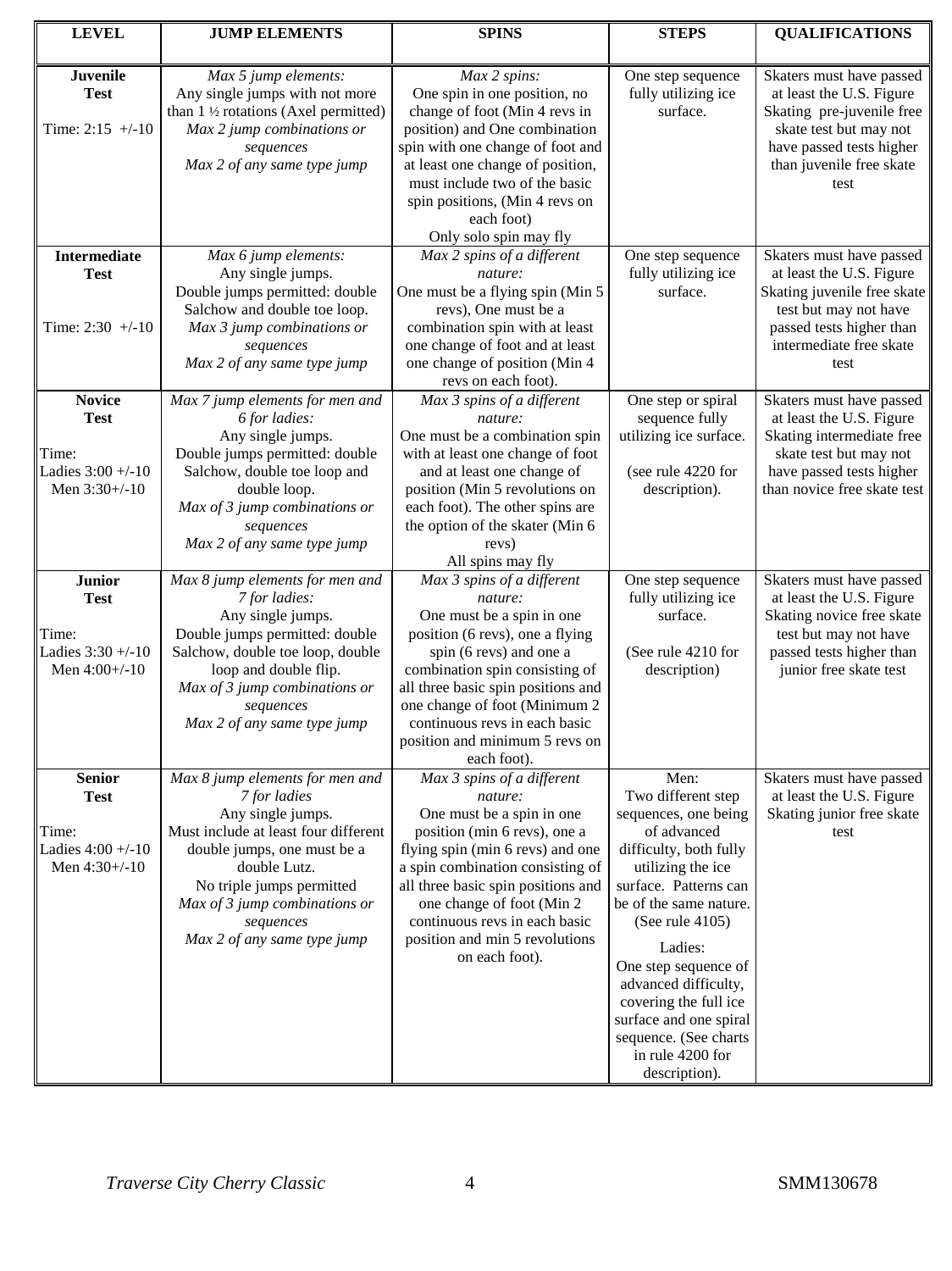| LEVEL | JUMP ELEMENTS | SPINS | STEPS | QUALIFICATIONS |
|---|---|---|---|---|
| **Juvenile Test**<br><br>Time: 2:15 +/-10 | *Max 5 jump elements:*<br>Any single jumps with not more than 1 ½ rotations (Axel permitted)<br>*Max 2 jump combinations or sequences*<br>*Max 2 of any same type jump* | *Max 2 spins:*<br>One spin in one position, no change of foot (Min 4 revs in position) and One combination spin with one change of foot and at least one change of position, must include two of the basic spin positions, (Min 4 revs on each foot)<br>Only solo spin may fly | One step sequence fully utilizing ice surface. | Skaters must have passed at least the U.S. Figure Skating pre-juvenile free skate test but may not have passed tests higher than juvenile free skate test |
| **Intermediate Test**<br><br>Time: 2:30 +/-10 | *Max 6 jump elements:*<br>Any single jumps.<br>Double jumps permitted: double Salchow and double toe loop.<br>*Max 3 jump combinations or sequences*<br>*Max 2 of any same type jump* | *Max 2 spins of a different nature:*<br>One must be a flying spin (Min 5 revs), One must be a combination spin with at least one change of foot and at least one change of position (Min 4 revs on each foot). | One step sequence fully utilizing ice surface. | Skaters must have passed at least the U.S. Figure Skating juvenile free skate test but may not have passed tests higher than intermediate free skate test |
| **Novice Test**<br><br>Time:<br>Ladies 3:00 +/-10<br>Men 3:30+/-10 | *Max 7 jump elements for men and 6 for ladies:*<br>Any single jumps.<br>Double jumps permitted: double Salchow, double toe loop and double loop.<br>*Max of 3 jump combinations or sequences*<br>*Max 2 of any same type jump* | *Max 3 spins of a different nature:*<br>One must be a combination spin with at least one change of foot and at least one change of position (Min 5 revolutions on each foot). The other spins are the option of the skater (Min 6 revs)<br>All spins may fly | One step or spiral sequence fully utilizing ice surface.<br><br>(see rule 4220 for description). | Skaters must have passed at least the U.S. Figure Skating intermediate free skate test but may not have passed tests higher than novice free skate test |
| **Junior Test**<br><br>Time:<br>Ladies 3:30 +/-10<br>Men 4:00+/-10 | *Max 8 jump elements for men and 7 for ladies:*<br>Any single jumps.<br>Double jumps permitted: double Salchow, double toe loop, double loop and double flip.<br>*Max of 3 jump combinations or sequences*<br>*Max 2 of any same type jump* | *Max 3 spins of a different nature:*<br>One must be a spin in one position (6 revs), one a flying spin (6 revs) and one a combination spin consisting of all three basic spin positions and one change of foot (Minimum 2 continuous revs in each basic position and minimum 5 revs on each foot). | One step sequence fully utilizing ice surface.<br><br>(See rule 4210 for description) | Skaters must have passed at least the U.S. Figure Skating novice free skate test but may not have passed tests higher than junior free skate test |
| **Senior Test**<br><br>Time:<br>Ladies 4:00 +/-10<br>Men 4:30+/-10 | *Max 8 jump elements for men and 7 for ladies*<br>Any single jumps.<br>Must include at least four different double jumps, one must be a double Lutz.<br>No triple jumps permitted<br>*Max of 3 jump combinations or sequences*<br>*Max 2 of any same type jump* | *Max 3 spins of a different nature:*<br>One must be a spin in one position (min 6 revs), one a flying spin (min 6 revs) and one a spin combination consisting of all three basic spin positions and one change of foot (Min 2 continuous revs in each basic position and min 5 revolutions on each foot). | Men:<br>Two different step sequences, one being of advanced difficulty, both fully utilizing the ice surface. Patterns can be of the same nature. (See rule 4105)<br><br>Ladies:<br>One step sequence of advanced difficulty, covering the full ice surface and one spiral sequence. (See charts in rule 4200 for description). | Skaters must have passed at least the U.S. Figure Skating junior free skate test |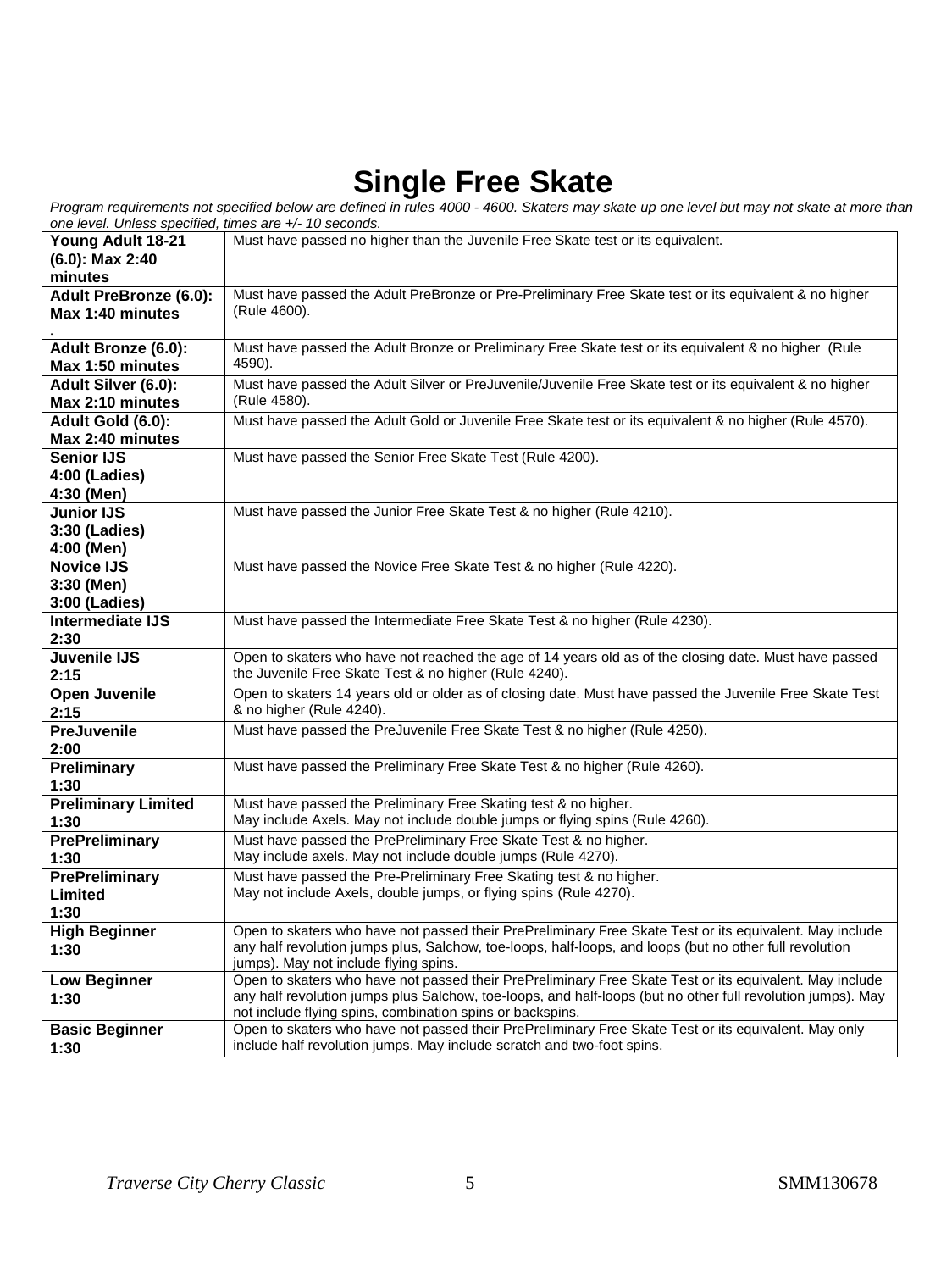# Single Free Skate

*Program requirements not specified below are defined in rules 4000 - 4600. Skaters may skate up one level but may not skate at more than one level. Unless specified, times are +/- 10 seconds.*

| | |
|---|---|
| **Young Adult 18-21 (6.0): Max 2:40 minutes** | Must have passed no higher than the Juvenile Free Skate test or its equivalent. |
| **Adult PreBronze (6.0): Max 1:40 minutes** . | Must have passed the Adult PreBronze or Pre-Preliminary Free Skate test or its equivalent & no higher (Rule 4600). |
| **Adult Bronze (6.0): Max 1:50 minutes** | Must have passed the Adult Bronze or Preliminary Free Skate test or its equivalent & no higher (Rule 4590). |
| **Adult Silver (6.0): Max 2:10 minutes** | Must have passed the Adult Silver or PreJuvenile/Juvenile Free Skate test or its equivalent & no higher (Rule 4580). |
| **Adult Gold (6.0): Max 2:40 minutes** | Must have passed the Adult Gold or Juvenile Free Skate test or its equivalent & no higher (Rule 4570). |
| **Senior IJS 4:00 (Ladies) 4:30 (Men)** | Must have passed the Senior Free Skate Test (Rule 4200). |
| **Junior IJS 3:30 (Ladies) 4:00 (Men)** | Must have passed the Junior Free Skate Test & no higher (Rule 4210). |
| **Novice IJS 3:30 (Men) 3:00 (Ladies)** | Must have passed the Novice Free Skate Test & no higher (Rule 4220). |
| **Intermediate IJS 2:30** | Must have passed the Intermediate Free Skate Test & no higher (Rule 4230). |
| **Juvenile IJS 2:15** | Open to skaters who have not reached the age of 14 years old as of the closing date. Must have passed the Juvenile Free Skate Test & no higher (Rule 4240). |
| **Open Juvenile 2:15** | Open to skaters 14 years old or older as of closing date. Must have passed the Juvenile Free Skate Test & no higher (Rule 4240). |
| **PreJuvenile 2:00** | Must have passed the PreJuvenile Free Skate Test & no higher (Rule 4250). |
| **Preliminary 1:30** | Must have passed the Preliminary Free Skate Test & no higher (Rule 4260). |
| **Preliminary Limited 1:30** | Must have passed the Preliminary Free Skating test & no higher. May include Axels. May not include double jumps or flying spins (Rule 4260). |
| **PrePreliminary 1:30** | Must have passed the PrePreliminary Free Skate Test & no higher. May include axels. May not include double jumps (Rule 4270). |
| **PrePreliminary Limited 1:30** | Must have passed the Pre-Preliminary Free Skating test & no higher. May not include Axels, double jumps, or flying spins (Rule 4270). |
| **High Beginner 1:30** | Open to skaters who have not passed their PrePreliminary Free Skate Test or its equivalent. May include any half revolution jumps plus, Salchow, toe-loops, half-loops, and loops (but no other full revolution jumps). May not include flying spins. |
| **Low Beginner 1:30** | Open to skaters who have not passed their PrePreliminary Free Skate Test or its equivalent. May include any half revolution jumps plus Salchow, toe-loops, and half-loops (but no other full revolution jumps). May not include flying spins, combination spins or backspins. |
| **Basic Beginner 1:30** | Open to skaters who have not passed their PrePreliminary Free Skate Test or its equivalent. May only include half revolution jumps. May include scratch and two-foot spins. |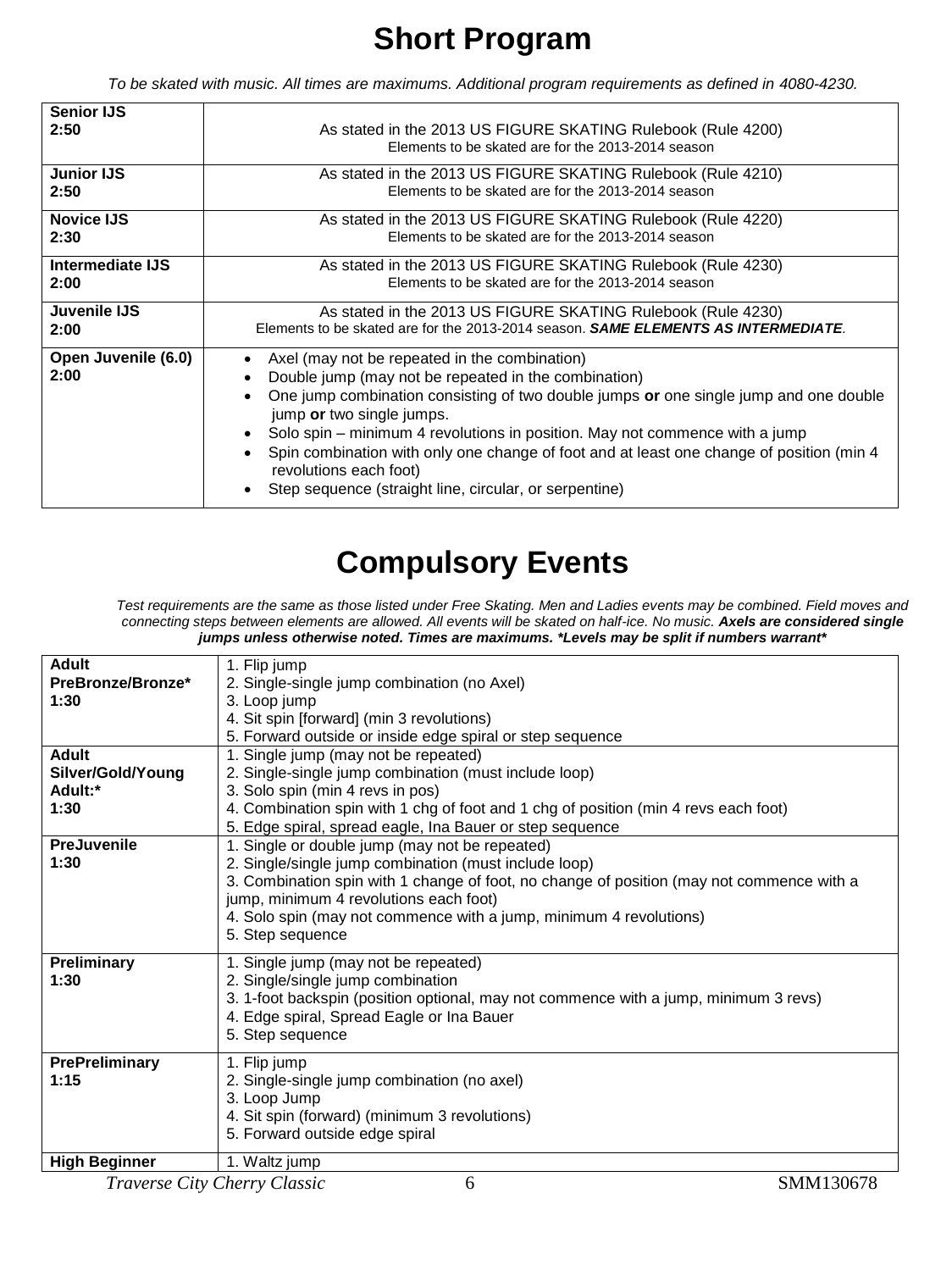# Short Program

*To be skated with music. All times are maximums. Additional program requirements as defined in 4080-4230.*

| | |
|---|---|
| **Senior IJS 2:50** | As stated in the 2013 US FIGURE SKATING Rulebook (Rule 4200)<br>Elements to be skated are for the 2013-2014 season |
| **Junior IJS 2:50** | As stated in the 2013 US FIGURE SKATING Rulebook (Rule 4210)<br>Elements to be skated are for the 2013-2014 season |
| **Novice IJS 2:30** | As stated in the 2013 US FIGURE SKATING Rulebook (Rule 4220)<br>Elements to be skated are for the 2013-2014 season |
| **Intermediate IJS 2:00** | As stated in the 2013 US FIGURE SKATING Rulebook (Rule 4230)<br>Elements to be skated are for the 2013-2014 season |
| **Juvenile IJS 2:00** | As stated in the 2013 US FIGURE SKATING Rulebook (Rule 4230)<br>Elements to be skated are for the 2013-2014 season. ***SAME ELEMENTS AS INTERMEDIATE.*** |
| **Open Juvenile (6.0) 2:00** | • Axel (may not be repeated in the combination)<br>• Double jump (may not be repeated in the combination)<br>• One jump combination consisting of two double jumps **or** one single jump and one double jump **or** two single jumps.<br>• Solo spin – minimum 4 revolutions in position. May not commence with a jump<br>• Spin combination with only one change of foot and at least one change of position (min 4 revolutions each foot)<br>• Step sequence (straight line, circular, or serpentine) |

# Compulsory Events

*Test requirements are the same as those listed under Free Skating. Men and Ladies events may be combined. Field moves and connecting steps between elements are allowed. All events will be skated on half-ice. No music.* ***Axels are considered single jumps unless otherwise noted. Times are maximums. *Levels may be split if numbers warrant****

| | |
|---|---|
| **Adult PreBronze/Bronze* 1:30** | 1. Flip jump<br>2. Single-single jump combination (no Axel)<br>3. Loop jump<br>4. Sit spin [forward] (min 3 revolutions)<br>5. Forward outside or inside edge spiral or step sequence |
| **Adult Silver/Gold/Young Adult:* 1:30** | 1. Single jump (may not be repeated)<br>2. Single-single jump combination (must include loop)<br>3. Solo spin (min 4 revs in pos)<br>4. Combination spin with 1 chg of foot and 1 chg of position (min 4 revs each foot)<br>5. Edge spiral, spread eagle, Ina Bauer or step sequence |
| **PreJuvenile 1:30** | 1. Single or double jump (may not be repeated)<br>2. Single/single jump combination (must include loop)<br>3. Combination spin with 1 change of foot, no change of position (may not commence with a jump, minimum 4 revolutions each foot)<br>4. Solo spin (may not commence with a jump, minimum 4 revolutions)<br>5. Step sequence |
| **Preliminary 1:30** | 1. Single jump (may not be repeated)<br>2. Single/single jump combination<br>3. 1-foot backspin (position optional, may not commence with a jump, minimum 3 revs)<br>4. Edge spiral, Spread Eagle or Ina Bauer<br>5. Step sequence |
| **PrePreliminary 1:15** | 1. Flip jump<br>2. Single-single jump combination (no axel)<br>3. Loop Jump<br>4. Sit spin (forward) (minimum 3 revolutions)<br>5. Forward outside edge spiral |
| **High Beginner** | 1. Waltz jump |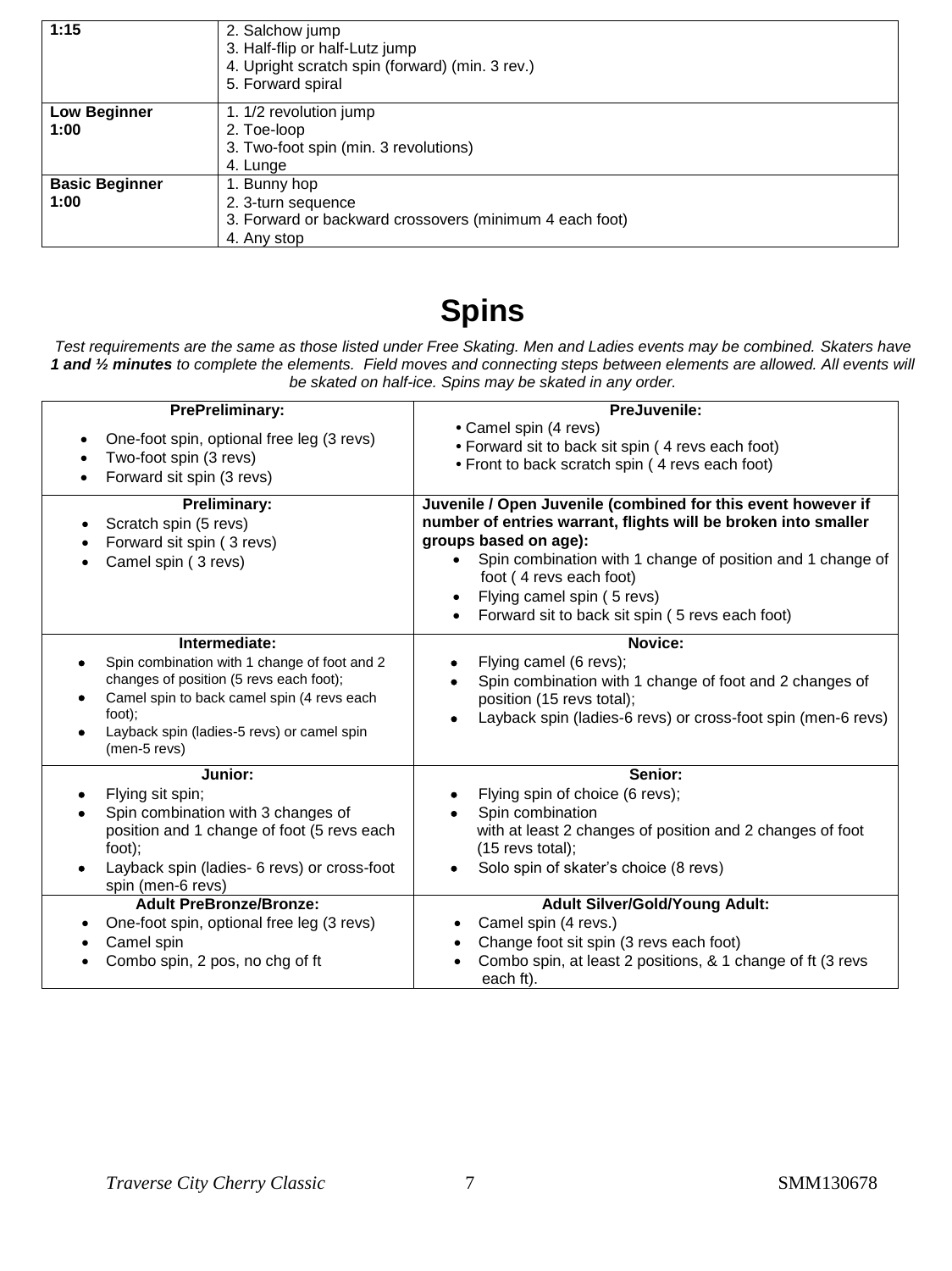| 1:15 | 2. Salchow jump<br>3. Half-flip or half-Lutz jump<br>4. Upright scratch spin (forward) (min. 3 rev.)<br>5. Forward spiral |
|---|---|
| **Low Beginner 1:00** | 1. 1/2 revolution jump<br>2. Toe-loop<br>3. Two-foot spin (min. 3 revolutions)<br>4. Lunge |
| **Basic Beginner 1:00** | 1. Bunny hop<br>2. 3-turn sequence<br>3. Forward or backward crossovers (minimum 4 each foot)<br>4. Any stop |

# Spins

*Test requirements are the same as those listed under Free Skating. Men and Ladies events may be combined. Skaters have **1 and ½ minutes** to complete the elements. Field moves and connecting steps between elements are allowed. All events will be skated on half-ice. Spins may be skated in any order.*

| **PrePreliminary:** | **PreJuvenile:** |
|---|---|
| • One-foot spin, optional free leg (3 revs)<br>• Two-foot spin (3 revs)<br>• Forward sit spin (3 revs) | • Camel spin (4 revs)<br>• Forward sit to back sit spin ( 4 revs each foot)<br>• Front to back scratch spin ( 4 revs each foot) |
| **Preliminary:**<br>• Scratch spin (5 revs)<br>• Forward sit spin ( 3 revs)<br>• Camel spin ( 3 revs) | **Juvenile / Open Juvenile (combined for this event however if number of entries warrant, flights will be broken into smaller groups based on age):**<br>• Spin combination with 1 change of position and 1 change of foot ( 4 revs each foot)<br>• Flying camel spin ( 5 revs)<br>• Forward sit to back sit spin ( 5 revs each foot) |
| **Intermediate:**<br>• Spin combination with 1 change of foot and 2 changes of position (5 revs each foot);<br>• Camel spin to back camel spin (4 revs each foot);<br>• Layback spin (ladies-5 revs) or camel spin (men-5 revs) | **Novice:**<br>• Flying camel (6 revs);<br>• Spin combination with 1 change of foot and 2 changes of position (15 revs total);<br>• Layback spin (ladies-6 revs) or cross-foot spin (men-6 revs) |
| **Junior:**<br>• Flying sit spin;<br>• Spin combination with 3 changes of position and 1 change of foot (5 revs each foot);<br>• Layback spin (ladies- 6 revs) or cross-foot spin (men-6 revs) | **Senior:**<br>• Flying spin of choice (6 revs);<br>• Spin combination with at least 2 changes of position and 2 changes of foot (15 revs total);<br>• Solo spin of skater's choice (8 revs) |
| **Adult PreBronze/Bronze:**<br>• One-foot spin, optional free leg (3 revs)<br>• Camel spin<br>• Combo spin, 2 pos, no chg of ft | **Adult Silver/Gold/Young Adult:**<br>• Camel spin (4 revs.)<br>• Change foot sit spin (3 revs each foot)<br>• Combo spin, at least 2 positions, & 1 change of ft (3 revs each ft). |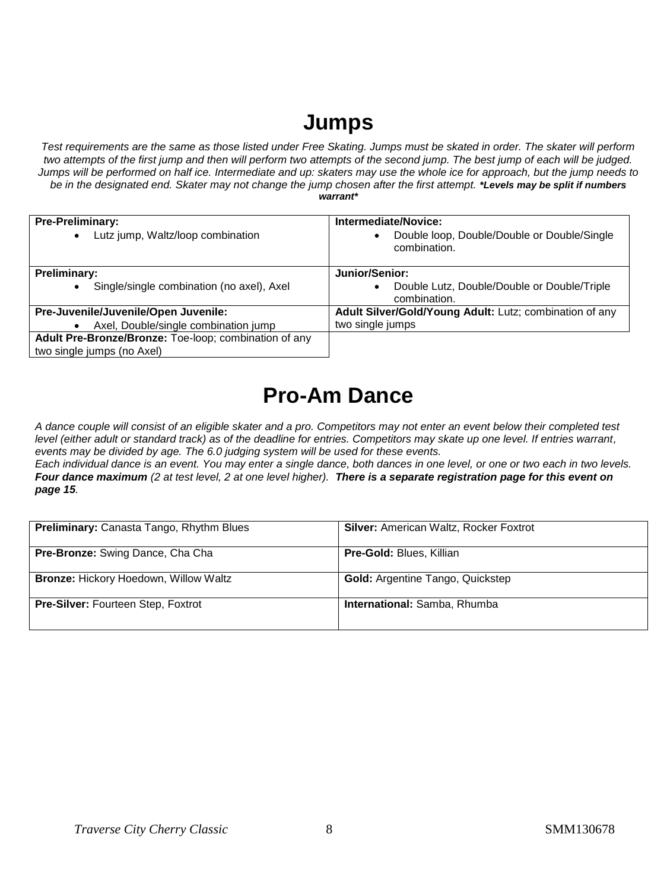# Jumps

*Test requirements are the same as those listed under Free Skating. Jumps must be skated in order. The skater will perform two attempts of the first jump and then will perform two attempts of the second jump. The best jump of each will be judged. Jumps will be performed on half ice. Intermediate and up: skaters may use the whole ice for approach, but the jump needs to be in the designated end. Skater may not change the jump chosen after the first attempt.* ***\*Levels may be split if numbers warrant\****

| | |
|---|---|
| **Pre-Preliminary:**<br>• Lutz jump, Waltz/loop combination | **Intermediate/Novice:**<br>• Double loop, Double/Double or Double/Single combination. |
| **Preliminary:**<br>• Single/single combination (no axel), Axel | **Junior/Senior:**<br>• Double Lutz, Double/Double or Double/Triple combination. |
| **Pre-Juvenile/Juvenile/Open Juvenile:**<br>• Axel, Double/single combination jump | **Adult Silver/Gold/Young Adult:** Lutz; combination of any two single jumps |
| **Adult Pre-Bronze/Bronze:** Toe-loop; combination of any two single jumps (no Axel) | |

# Pro-Am Dance

*A dance couple will consist of an eligible skater and a pro. Competitors may not enter an event below their completed test level (either adult or standard track) as of the deadline for entries. Competitors may skate up one level. If entries warrant, events may be divided by age. The 6.0 judging system will be used for these events.*
*Each individual dance is an event. You may enter a single dance, both dances in one level, or one or two each in two levels.* ***Four dance maximum*** *(2 at test level, 2 at one level higher).* ***There is a separate registration page for this event on page 15****.*

| | |
|---|---|
| **Preliminary:** Canasta Tango, Rhythm Blues | **Silver:** American Waltz, Rocker Foxtrot |
| **Pre-Bronze:** Swing Dance, Cha Cha | **Pre-Gold:** Blues, Killian |
| **Bronze:** Hickory Hoedown, Willow Waltz | **Gold:** Argentine Tango, Quickstep |
| **Pre-Silver:** Fourteen Step, Foxtrot | **International:** Samba, Rhumba |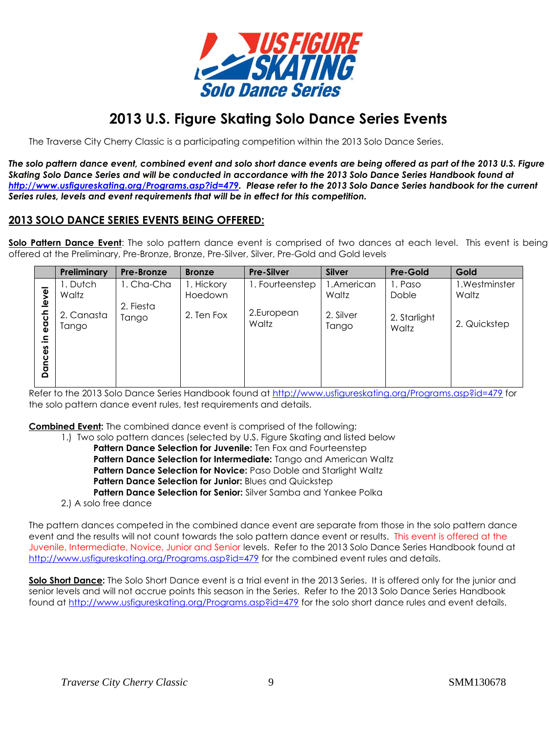# 2013 U.S. Figure Skating Solo Dance Series Events

The Traverse City Cherry Classic is a participating competition within the 2013 Solo Dance Series.

***The solo pattern dance event, combined event and solo short dance events are being offered as part of the 2013 U.S. Figure Skating Solo Dance Series and will be conducted in accordance with the 2013 Solo Dance Series Handbook found at [http://www.usfigureskating.org/Programs.asp?id=479](http://www.usfigureskating.org/Programs.asp?id=479). Please refer to the 2013 Solo Dance Series handbook for the current Series rules, levels and event requirements that will be in effect for this competition.***

## 2013 SOLO DANCE SERIES EVENTS BEING OFFERED:

**Solo Pattern Dance Event**: The solo pattern dance event is comprised of two dances at each level. This event is being offered at the Preliminary, Pre-Bronze, Bronze, Pre-Silver, Silver, Pre-Gold and Gold levels

| | Preliminary | Pre-Bronze | Bronze | Pre-Silver | Silver | Pre-Gold | Gold |
|---|---|---|---|---|---|---|---|
| **Dances in each level** | 1. Dutch Waltz<br>2. Canasta Tango | 1. Cha-Cha<br>2. Fiesta Tango | 1. Hickory Hoedown<br>2. Ten Fox | 1. Fourteenstep<br>2. European Waltz | 1. American Waltz<br>2. Silver Tango | 1. Paso Doble<br>2. Starlight Waltz | 1. Westminster Waltz<br>2. Quickstep |

Refer to the 2013 Solo Dance Series Handbook found at [http://www.usfigureskating.org/Programs.asp?id=479](http://www.usfigureskating.org/Programs.asp?id=479) for the solo pattern dance event rules, test requirements and details.

**Combined Event:** The combined dance event is comprised of the following:

1.) Two solo pattern dances (selected by U.S. Figure Skating and listed below
   - **Pattern Dance Selection for Juvenile:** Ten Fox and Fourteenstep
   - **Pattern Dance Selection for Intermediate:** Tango and American Waltz
   - **Pattern Dance Selection for Novice:** Paso Doble and Starlight Waltz
   - **Pattern Dance Selection for Junior:** Blues and Quickstep
   - **Pattern Dance Selection for Senior:** Silver Samba and Yankee Polka

2.) A solo free dance

The pattern dances competed in the combined dance event are separate from those in the solo pattern dance event and the results will not count towards the solo pattern dance event or results. This event is offered at the Juvenile, Intermediate, Novice, Junior and Senior levels. Refer to the 2013 Solo Dance Series Handbook found at [http://www.usfigureskating.org/Programs.asp?id=479](http://www.usfigureskating.org/Programs.asp?id=479) for the combined event rules and details.

**Solo Short Dance:** The Solo Short Dance event is a trial event in the 2013 Series. It is offered only for the junior and senior levels and will not accrue points this season in the Series. Refer to the 2013 Solo Dance Series Handbook found at [http://www.usfigureskating.org/Programs.asp?id=479](http://www.usfigureskating.org/Programs.asp?id=479) for the solo short dance rules and event details.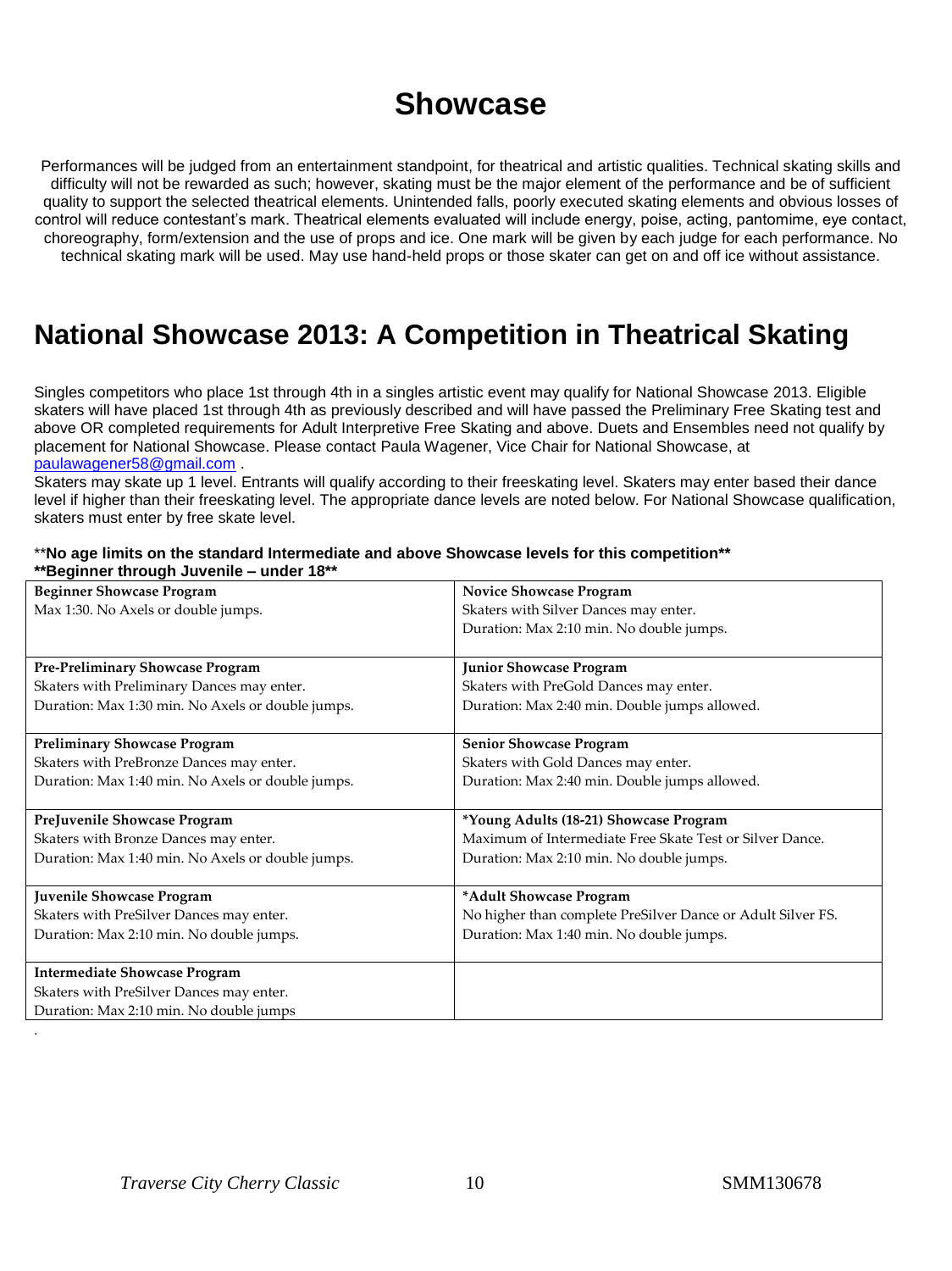# Showcase

Performances will be judged from an entertainment standpoint, for theatrical and artistic qualities. Technical skating skills and difficulty will not be rewarded as such; however, skating must be the major element of the performance and be of sufficient quality to support the selected theatrical elements. Unintended falls, poorly executed skating elements and obvious losses of control will reduce contestant's mark. Theatrical elements evaluated will include energy, poise, acting, pantomime, eye contact, choreography, form/extension and the use of props and ice. One mark will be given by each judge for each performance. No technical skating mark will be used. May use hand-held props or those skater can get on and off ice without assistance.

## National Showcase 2013: A Competition in Theatrical Skating

Singles competitors who place 1st through 4th in a singles artistic event may qualify for National Showcase 2013. Eligible skaters will have placed 1st through 4th as previously described and will have passed the Preliminary Free Skating test and above OR completed requirements for Adult Interpretive Free Skating and above. Duets and Ensembles need not qualify by placement for National Showcase. Please contact Paula Wagener, Vice Chair for National Showcase, at paulawagener58@gmail.com .

Skaters may skate up 1 level. Entrants will qualify according to their freeskating level. Skaters may enter based their dance level if higher than their freeskating level. The appropriate dance levels are noted below. For National Showcase qualification, skaters must enter by free skate level.

**No age limits on the standard Intermediate and above Showcase levels for this competition**

**Beginner through Juvenile – under 18**

| | |
|---|---|
| **Beginner Showcase Program**<br>Max 1:30. No Axels or double jumps. | **Novice Showcase Program**<br>Skaters with Silver Dances may enter.<br>Duration: Max 2:10 min. No double jumps. |
| **Pre-Preliminary Showcase Program**<br>Skaters with Preliminary Dances may enter.<br>Duration: Max 1:30 min. No Axels or double jumps. | **Junior Showcase Program**<br>Skaters with PreGold Dances may enter.<br>Duration: Max 2:40 min. Double jumps allowed. |
| **Preliminary Showcase Program**<br>Skaters with PreBronze Dances may enter.<br>Duration: Max 1:40 min. No Axels or double jumps. | **Senior Showcase Program**<br>Skaters with Gold Dances may enter.<br>Duration: Max 2:40 min. Double jumps allowed. |
| **PreJuvenile Showcase Program**<br>Skaters with Bronze Dances may enter.<br>Duration: Max 1:40 min. No Axels or double jumps. | **\*Young Adults (18-21) Showcase Program**<br>Maximum of Intermediate Free Skate Test or Silver Dance.<br>Duration: Max 2:10 min. No double jumps. |
| **Juvenile Showcase Program**<br>Skaters with PreSilver Dances may enter.<br>Duration: Max 2:10 min. No double jumps. | **\*Adult Showcase Program**<br>No higher than complete PreSilver Dance or Adult Silver FS.<br>Duration: Max 1:40 min. No double jumps. |
| **Intermediate Showcase Program**<br>Skaters with PreSilver Dances may enter.<br>Duration: Max 2:10 min. No double jumps | |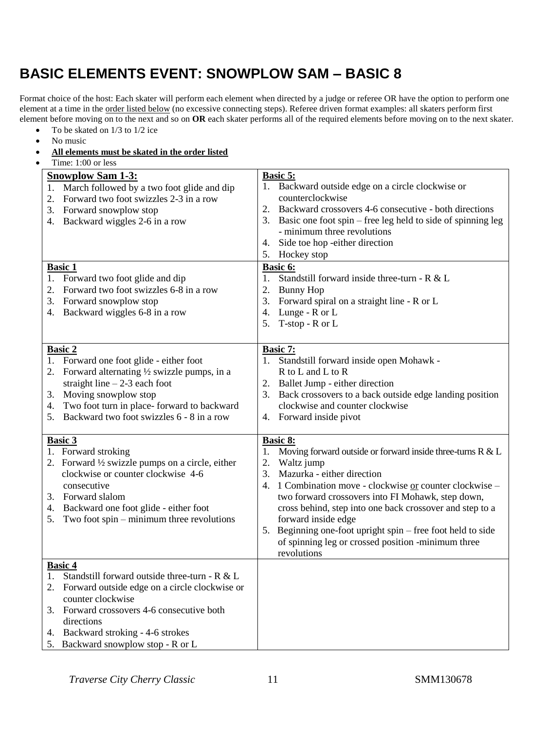# BASIC ELEMENTS EVENT: SNOWPLOW SAM – BASIC 8

Format choice of the host: Each skater will perform each element when directed by a judge or referee OR have the option to perform one element at a time in the order listed below (no excessive connecting steps). Referee driven format examples: all skaters perform first element before moving on to the next and so on **OR** each skater performs all of the required elements before moving on to the next skater.

- To be skated on 1/3 to 1/2 ice
- No music
- **All elements must be skated in the order listed**
- Time: 1:00 or less

| | |
|---|---|
| **Snowplow Sam 1-3:**<br>1. March followed by a two foot glide and dip<br>2. Forward two foot swizzles 2-3 in a row<br>3. Forward snowplow stop<br>4. Backward wiggles 2-6 in a row | **Basic 5:**<br>1. Backward outside edge on a circle clockwise or counterclockwise<br>2. Backward crossovers 4-6 consecutive - both directions<br>3. Basic one foot spin – free leg held to side of spinning leg - minimum three revolutions<br>4. Side toe hop -either direction<br>5. Hockey stop |
| **Basic 1**<br>1. Forward two foot glide and dip<br>2. Forward two foot swizzles 6-8 in a row<br>3. Forward snowplow stop<br>4. Backward wiggles 6-8 in a row | **Basic 6:**<br>1. Standstill forward inside three-turn - R & L<br>2. Bunny Hop<br>3. Forward spiral on a straight line - R or L<br>4. Lunge - R or L<br>5. T-stop - R or L |
| **Basic 2**<br>1. Forward one foot glide - either foot<br>2. Forward alternating ½ swizzle pumps, in a straight line – 2-3 each foot<br>3. Moving snowplow stop<br>4. Two foot turn in place- forward to backward<br>5. Backward two foot swizzles 6 - 8 in a row | **Basic 7:**<br>1. Standstill forward inside open Mohawk - R to L and L to R<br>2. Ballet Jump - either direction<br>3. Back crossovers to a back outside edge landing position clockwise and counter clockwise<br>4. Forward inside pivot |
| **Basic 3**<br>1. Forward stroking<br>2. Forward ½ swizzle pumps on a circle, either clockwise or counter clockwise 4-6 consecutive<br>3. Forward slalom<br>4. Backward one foot glide - either foot<br>5. Two foot spin – minimum three revolutions | **Basic 8:**<br>1. Moving forward outside or forward inside three-turns R & L<br>2. Waltz jump<br>3. Mazurka - either direction<br>4. 1 Combination move - clockwise or counter clockwise – two forward crossovers into FI Mohawk, step down, cross behind, step into one back crossover and step to a forward inside edge<br>5. Beginning one-foot upright spin – free foot held to side of spinning leg or crossed position -minimum three revolutions |
| **Basic 4**<br>1. Standstill forward outside three-turn - R & L<br>2. Forward outside edge on a circle clockwise or counter clockwise<br>3. Forward crossovers 4-6 consecutive both directions<br>4. Backward stroking - 4-6 strokes<br>5. Backward snowplow stop - R or L | |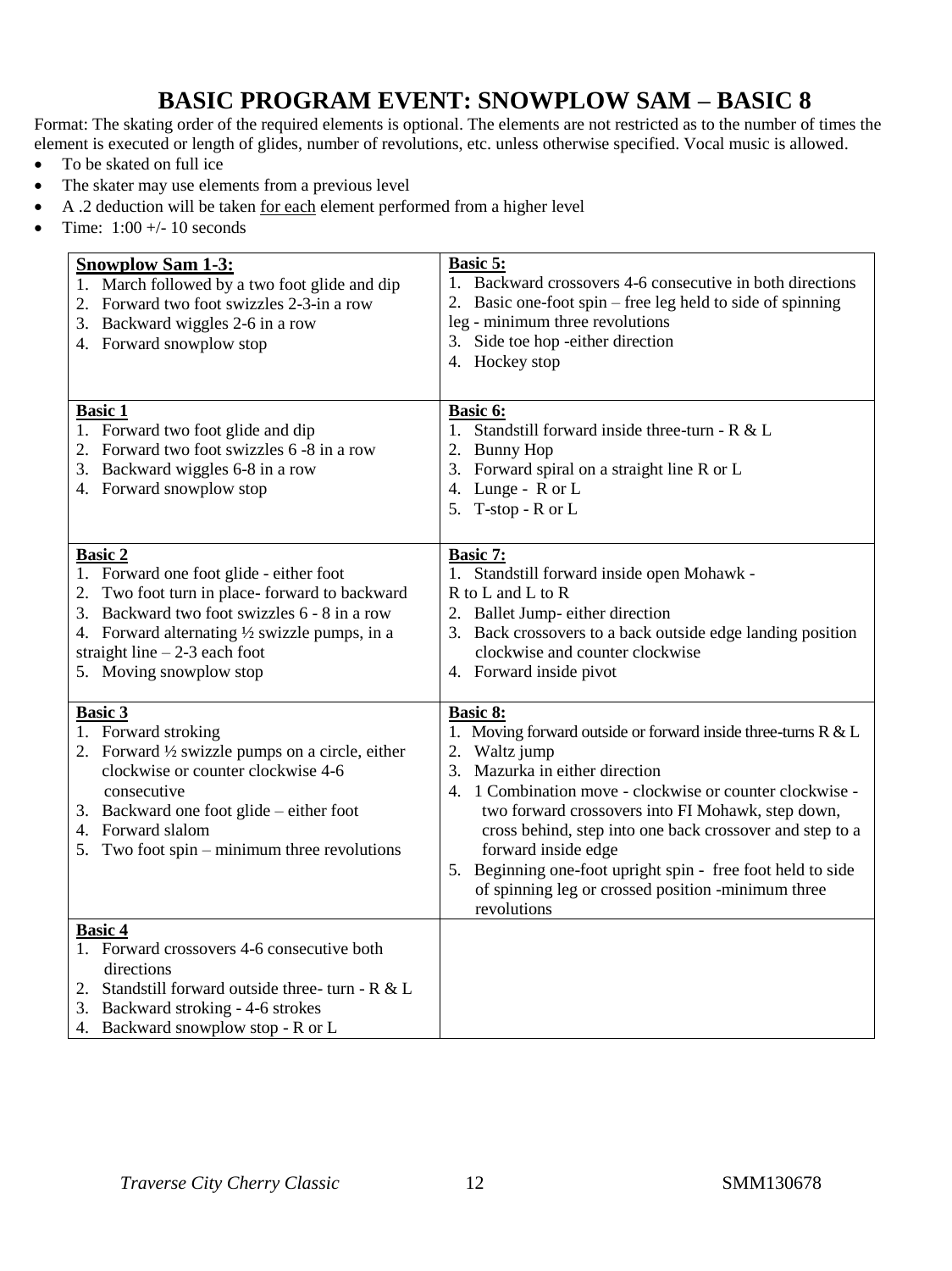# BASIC PROGRAM EVENT: SNOWPLOW SAM – BASIC 8

Format: The skating order of the required elements is optional. The elements are not restricted as to the number of times the element is executed or length of glides, number of revolutions, etc. unless otherwise specified. Vocal music is allowed.

- To be skated on full ice
- The skater may use elements from a previous level
- A .2 deduction will be taken for each element performed from a higher level
- Time: 1:00 +/- 10 seconds

| | |
|---|---|
| **Snowplow Sam 1-3:**<br>1. March followed by a two foot glide and dip<br>2. Forward two foot swizzles 2-3-in a row<br>3. Backward wiggles 2-6 in a row<br>4. Forward snowplow stop | **Basic 5:**<br>1. Backward crossovers 4-6 consecutive in both directions<br>2. Basic one-foot spin – free leg held to side of spinning leg - minimum three revolutions<br>3. Side toe hop -either direction<br>4. Hockey stop |
| **Basic 1**<br>1. Forward two foot glide and dip<br>2. Forward two foot swizzles 6 -8 in a row<br>3. Backward wiggles 6-8 in a row<br>4. Forward snowplow stop | **Basic 6:**<br>1. Standstill forward inside three-turn - R & L<br>2. Bunny Hop<br>3. Forward spiral on a straight line R or L<br>4. Lunge - R or L<br>5. T-stop - R or L |
| **Basic 2**<br>1. Forward one foot glide - either foot<br>2. Two foot turn in place- forward to backward<br>3. Backward two foot swizzles 6 - 8 in a row<br>4. Forward alternating ½ swizzle pumps, in a straight line – 2-3 each foot<br>5. Moving snowplow stop | **Basic 7:**<br>1. Standstill forward inside open Mohawk - R to L and L to R<br>2. Ballet Jump- either direction<br>3. Back crossovers to a back outside edge landing position clockwise and counter clockwise<br>4. Forward inside pivot |
| **Basic 3**<br>1. Forward stroking<br>2. Forward ½ swizzle pumps on a circle, either clockwise or counter clockwise 4-6 consecutive<br>3. Backward one foot glide – either foot<br>4. Forward slalom<br>5. Two foot spin – minimum three revolutions | **Basic 8:**<br>1. Moving forward outside or forward inside three-turns R & L<br>2. Waltz jump<br>3. Mazurka in either direction<br>4. 1 Combination move - clockwise or counter clockwise - two forward crossovers into FI Mohawk, step down, cross behind, step into one back crossover and step to a forward inside edge<br>5. Beginning one-foot upright spin - free foot held to side of spinning leg or crossed position -minimum three revolutions |
| **Basic 4**<br>1. Forward crossovers 4-6 consecutive both directions<br>2. Standstill forward outside three- turn - R & L<br>3. Backward stroking - 4-6 strokes<br>4. Backward snowplow stop - R or L | |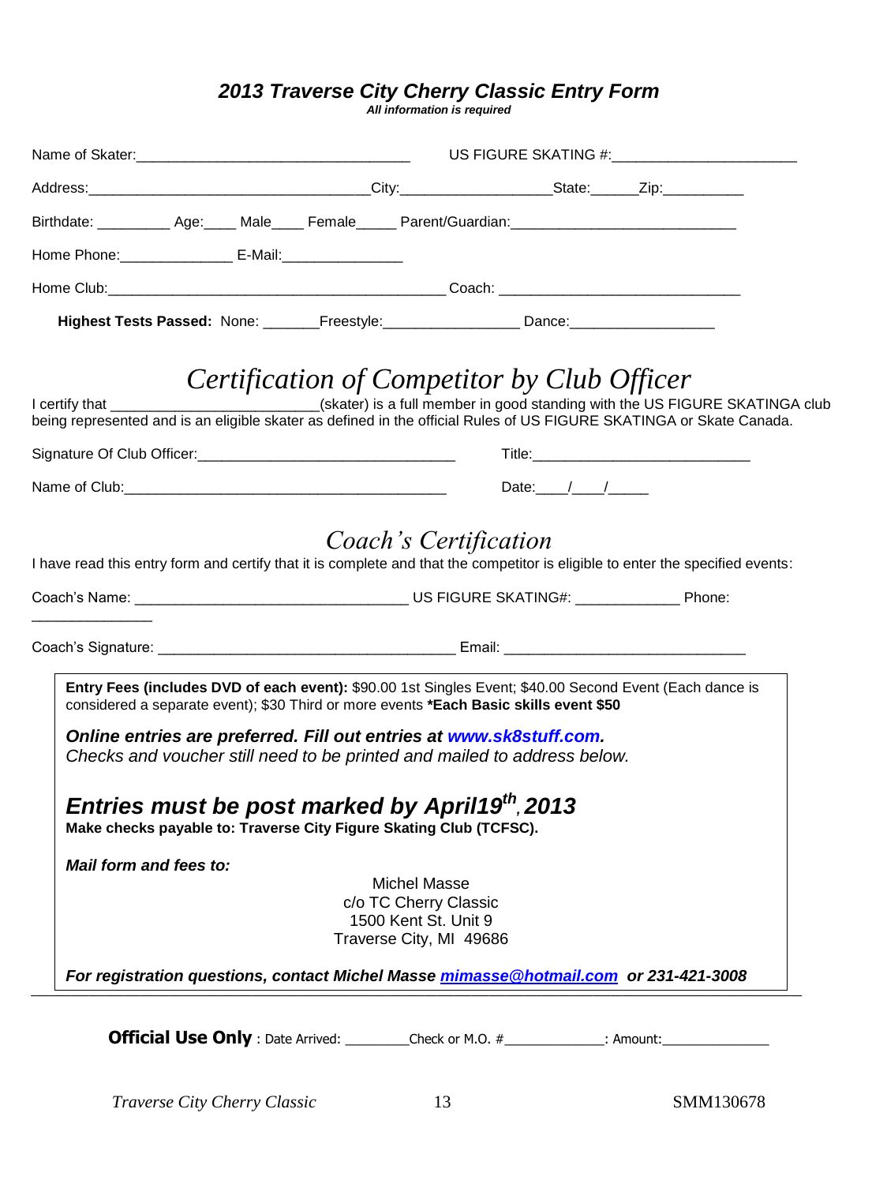## *2013 Traverse City Cherry Classic Entry Form*

***All information is required***

Name of Skater:__________________________________ US FIGURE SKATING #:______________________

Address:___________________________________City:__________________State:______Zip:__________

Birthdate: _________ Age:____ Male____ Female_____ Parent/Guardian:___________________________

Home Phone:______________ E-Mail:_______________

Home Club:__________________________________________ Coach: ______________________________

**Highest Tests Passed:** None: _______Freestyle:________________ Dance:__________________

## *Certification of Competitor by Club Officer*

I certify that _________________________(skater) is a full member in good standing with the US FIGURE SKATINGA club being represented and is an eligible skater as defined in the official Rules of US FIGURE SKATINGA or Skate Canada.

Signature Of Club Officer:________________________________ Title:___________________________

Name of Club:_________________________________________ Date:____/____/_____

## *Coach's Certification*

I have read this entry form and certify that it is complete and that the competitor is eligible to enter the specified events:

Coach's Name: _________________________________ US FIGURE SKATING#: _____________ Phone: _______________

Coach's Signature: ____________________________________ Email: ______________________________

**Entry Fees (includes DVD of each event):** $90.00 1st Singles Event; $40.00 Second Event (Each dance is considered a separate event); $30 Third or more events **\*Each Basic skills event $50**

***Online entries are preferred. Fill out entries at www.sk8stuff.com.***
*Checks and voucher still need to be printed and mailed to address below.*

### ***Entries must be post marked by April19th, 2013***

**Make checks payable to: Traverse City Figure Skating Club (TCFSC).**

***Mail form and fees to:***

Michel Masse
c/o TC Cherry Classic
1500 Kent St. Unit 9
Traverse City, MI 49686

***For registration questions, contact Michel Masse mimasse@hotmail.com or 231-421-3008***

**Official Use Only** : Date Arrived: ________Check or M.O. #_____________: Amount:_______________

SMM130678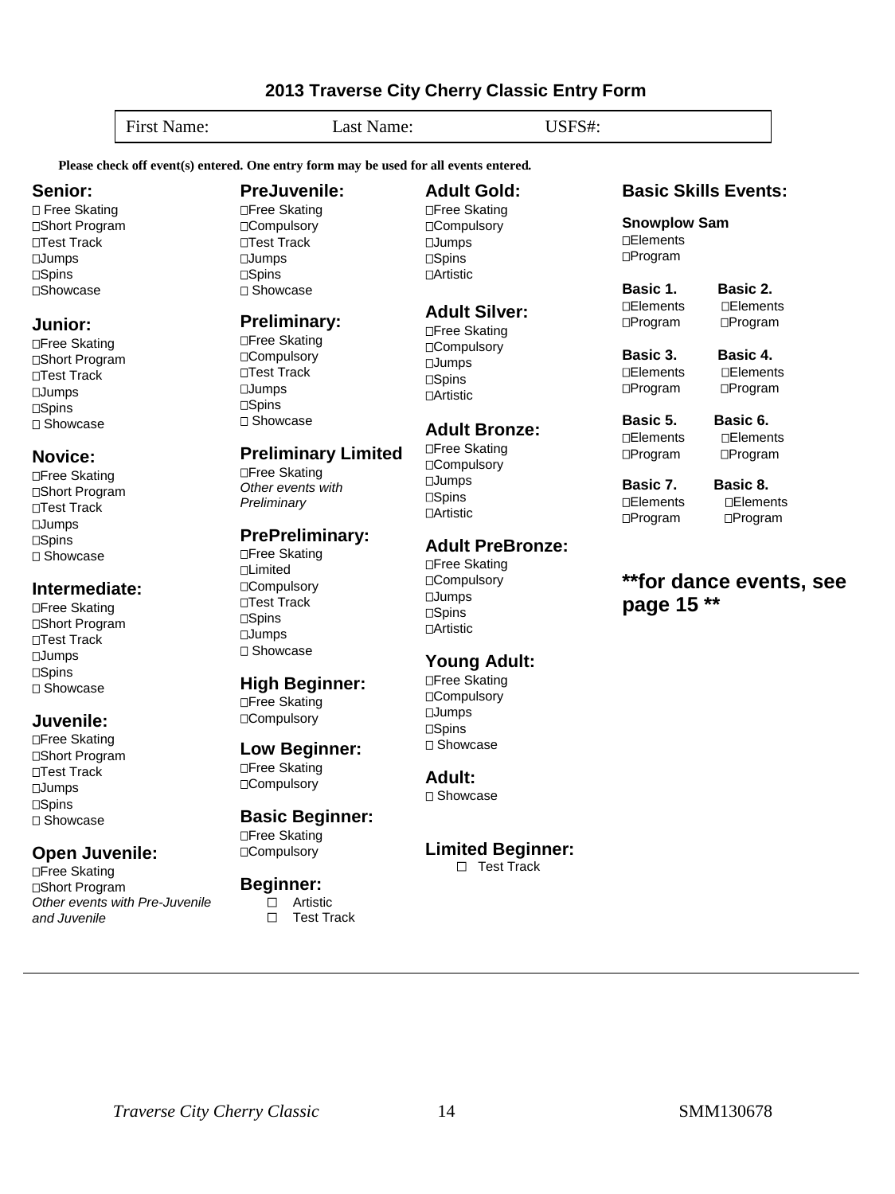## 2013 Traverse City Cherry Classic Entry Form

| First Name: | Last Name: | USFS#: |
|---|---|---|

**Please check off event(s) entered. One entry form may be used for all events entered.**

### Senior:
- ☐ Free Skating
- ☐ Short Program
- ☐ Test Track
- ☐ Jumps
- ☐ Spins
- ☐ Showcase

### Junior:
- ☐ Free Skating
- ☐ Short Program
- ☐ Test Track
- ☐ Jumps
- ☐ Spins
- ☐ Showcase

### Novice:
- ☐ Free Skating
- ☐ Short Program
- ☐ Test Track
- ☐ Jumps
- ☐ Spins
- ☐ Showcase

### Intermediate:
- ☐ Free Skating
- ☐ Short Program
- ☐ Test Track
- ☐ Jumps
- ☐ Spins
- ☐ Showcase

### Juvenile:
- ☐ Free Skating
- ☐ Short Program
- ☐ Test Track
- ☐ Jumps
- ☐ Spins
- ☐ Showcase

### Open Juvenile:
- ☐ Free Skating
- ☐ Short Program

*Other events with Pre-Juvenile and Juvenile*

### PreJuvenile:
- ☐ Free Skating
- ☐ Compulsory
- ☐ Test Track
- ☐ Jumps
- ☐ Spins
- ☐ Showcase

### Preliminary:
- ☐ Free Skating
- ☐ Compulsory
- ☐ Test Track
- ☐ Jumps
- ☐ Spins
- ☐ Showcase

### Preliminary Limited
- ☐ Free Skating

*Other events with Preliminary*

### PrePreliminary:
- ☐ Free Skating
- ☐ Limited
- ☐ Compulsory
- ☐ Test Track
- ☐ Spins
- ☐ Jumps
- ☐ Showcase

### High Beginner:
- ☐ Free Skating
- ☐ Compulsory

### Low Beginner:
- ☐ Free Skating
- ☐ Compulsory

### Basic Beginner:
- ☐ Free Skating
- ☐ Compulsory

### Beginner:
- ☐ Artistic
- ☐ Test Track

### Adult Gold:
- ☐ Free Skating
- ☐ Compulsory
- ☐ Jumps
- ☐ Spins
- ☐ Artistic

### Adult Silver:
- ☐ Free Skating
- ☐ Compulsory
- ☐ Jumps
- ☐ Spins
- ☐ Artistic

### Adult Bronze:
- ☐ Free Skating
- ☐ Compulsory
- ☐ Jumps
- ☐ Spins
- ☐ Artistic

### Adult PreBronze:
- ☐ Free Skating
- ☐ Compulsory
- ☐ Jumps
- ☐ Spins
- ☐ Artistic

### Young Adult:
- ☐ Free Skating
- ☐ Compulsory
- ☐ Jumps
- ☐ Spins
- ☐ Showcase

### Adult:
- ☐ Showcase

### Limited Beginner:
- ☐ Test Track

### Basic Skills Events:

**Snowplow Sam**
- ☐ Elements
- ☐ Program

**Basic 1.**
- ☐ Elements
- ☐ Program

**Basic 2.**
- ☐ Elements
- ☐ Program

**Basic 3.**
- ☐ Elements
- ☐ Program

**Basic 4.**
- ☐ Elements
- ☐ Program

**Basic 5.**
- ☐ Elements
- ☐ Program

**Basic 6.**
- ☐ Elements
- ☐ Program

**Basic 7.**
- ☐ Elements
- ☐ Program

**Basic 8.**
- ☐ Elements
- ☐ Program

### **for dance events, see page 15 **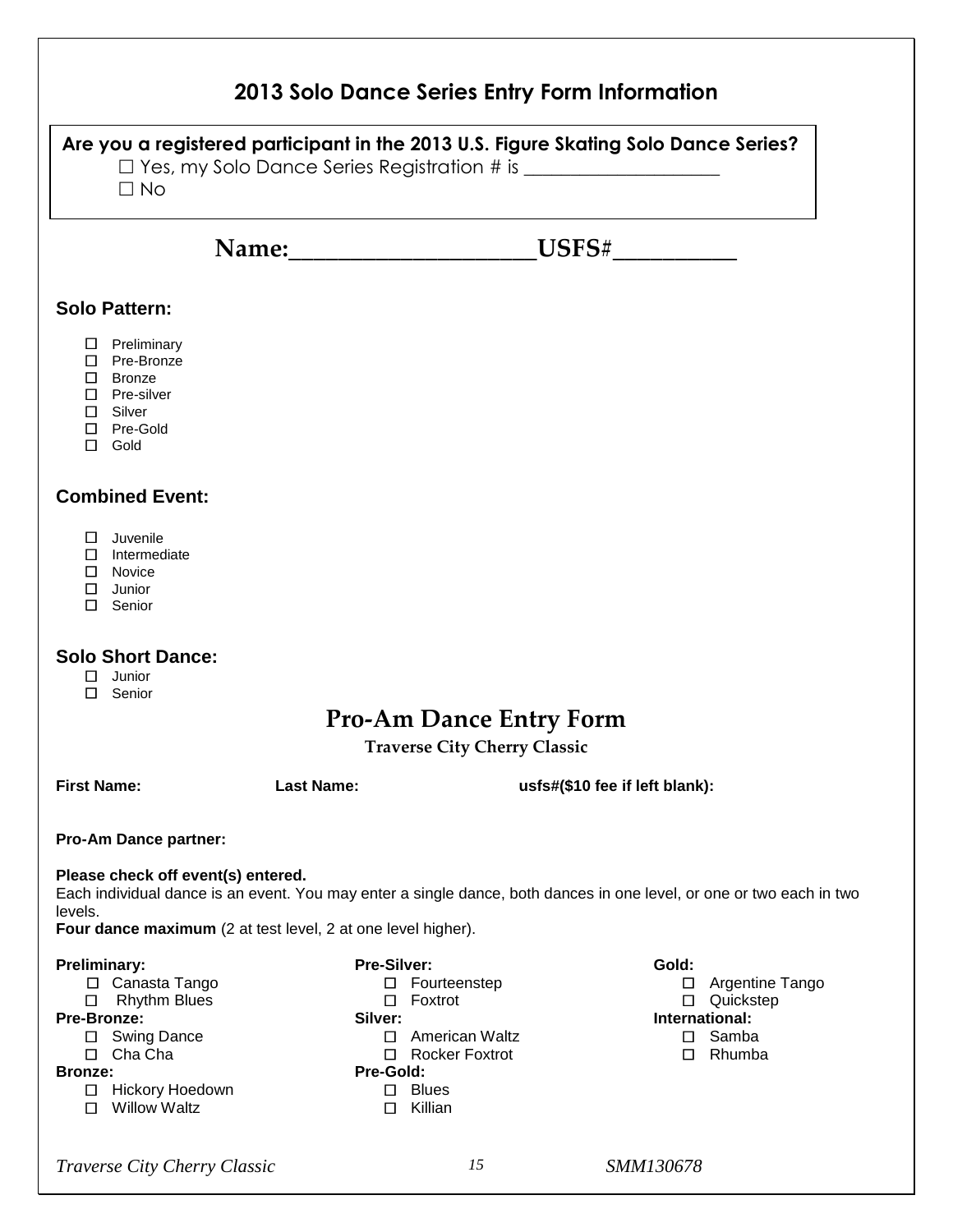## 2013 Solo Dance Series Entry Form Information

**Are you a registered participant in the 2013 U.S. Figure Skating Solo Dance Series?**

☐ Yes, my Solo Dance Series Registration # is ____________________

☐ No

**Name:_____________________USFS#__________**

### Solo Pattern:

- ☐ Preliminary
- ☐ Pre-Bronze
- ☐ Bronze
- ☐ Pre-silver
- ☐ Silver
- ☐ Pre-Gold
- ☐ Gold

### Combined Event:

- ☐ Juvenile
- ☐ Intermediate
- ☐ Novice
- ☐ Junior
- ☐ Senior

### Solo Short Dance:

- ☐ Junior
- ☐ Senior

## Pro-Am Dance Entry Form

**Traverse City Cherry Classic**

**First Name:** **Last Name:** **usfs#($10 fee if left blank):**

**Pro-Am Dance partner:**

**Please check off event(s) entered.**

Each individual dance is an event. You may enter a single dance, both dances in one level, or one or two each in two levels.

**Four dance maximum** (2 at test level, 2 at one level higher).

**Preliminary:**
- ☐ Canasta Tango
- ☐ Rhythm Blues

**Pre-Bronze:**
- ☐ Swing Dance
- ☐ Cha Cha

**Bronze:**
- ☐ Hickory Hoedown
- ☐ Willow Waltz

**Pre-Silver:**
- ☐ Fourteenstep
- ☐ Foxtrot

**Silver:**
- ☐ American Waltz
- ☐ Rocker Foxtrot

**Pre-Gold:**
- ☐ Blues
- ☐ Killian

**Gold:**
- ☐ Argentine Tango
- ☐ Quickstep

**International:**
- ☐ Samba
- ☐ Rhumba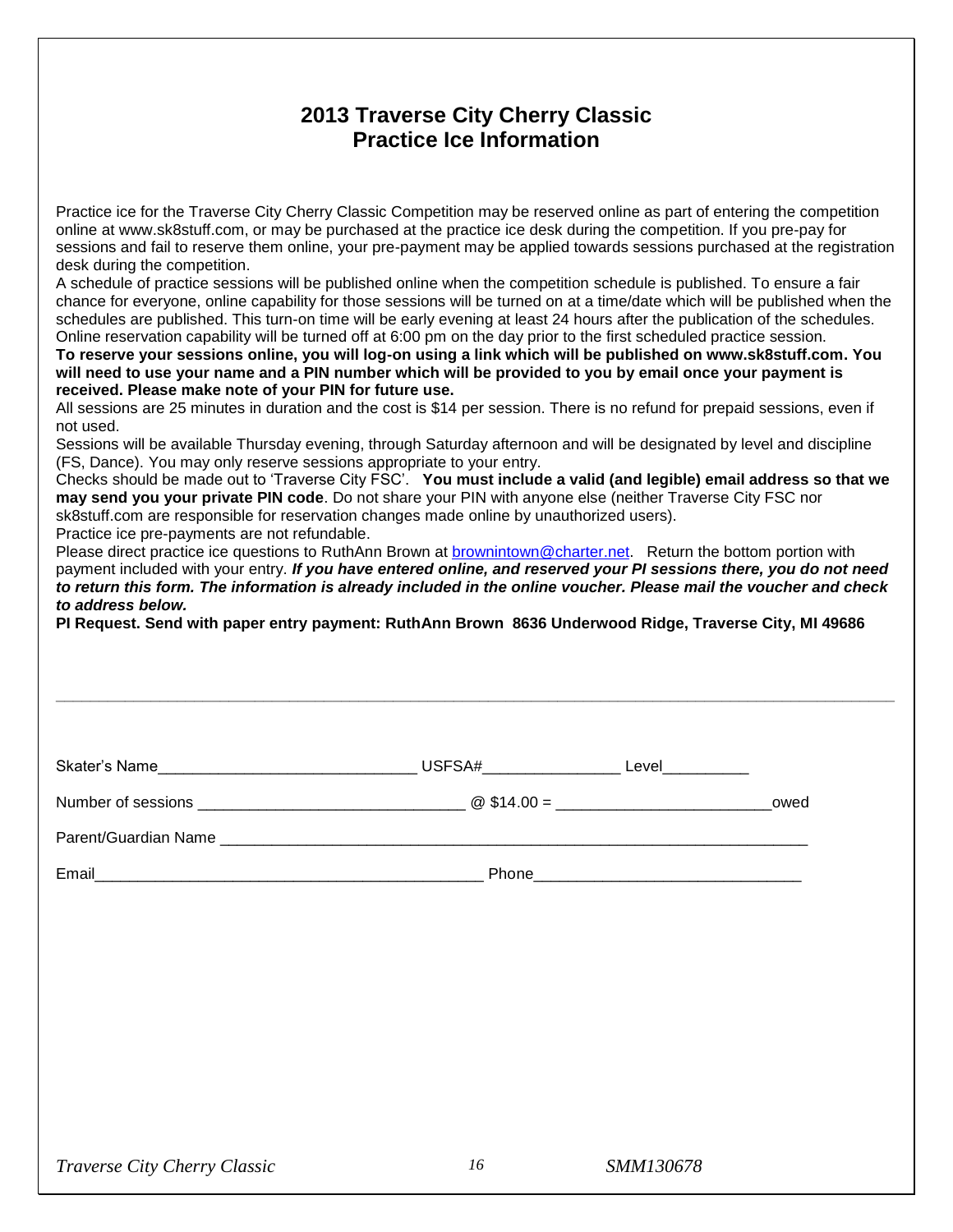# 2013 Traverse City Cherry Classic
# Practice Ice Information

Practice ice for the Traverse City Cherry Classic Competition may be reserved online as part of entering the competition online at www.sk8stuff.com, or may be purchased at the practice ice desk during the competition. If you pre-pay for sessions and fail to reserve them online, your pre-payment may be applied towards sessions purchased at the registration desk during the competition.

A schedule of practice sessions will be published online when the competition schedule is published. To ensure a fair chance for everyone, online capability for those sessions will be turned on at a time/date which will be published when the schedules are published. This turn-on time will be early evening at least 24 hours after the publication of the schedules. Online reservation capability will be turned off at 6:00 pm on the day prior to the first scheduled practice session.

**To reserve your sessions online, you will log-on using a link which will be published on www.sk8stuff.com. You will need to use your name and a PIN number which will be provided to you by email once your payment is received. Please make note of your PIN for future use.**

All sessions are 25 minutes in duration and the cost is $14 per session. There is no refund for prepaid sessions, even if not used.

Sessions will be available Thursday evening, through Saturday afternoon and will be designated by level and discipline (FS, Dance). You may only reserve sessions appropriate to your entry.

Checks should be made out to 'Traverse City FSC'. **You must include a valid (and legible) email address so that we may send you your private PIN code**. Do not share your PIN with anyone else (neither Traverse City FSC nor sk8stuff.com are responsible for reservation changes made online by unauthorized users).

Practice ice pre-payments are not refundable.

Please direct practice ice questions to RuthAnn Brown at brownintown@charter.net. Return the bottom portion with payment included with your entry. ***If you have entered online, and reserved your PI sessions there, you do not need to return this form. The information is already included in the online voucher. Please mail the voucher and check to address below.***

**PI Request. Send with paper entry payment: RuthAnn Brown 8636 Underwood Ridge, Traverse City, MI 49686**

---

Skater's Name_____________________________ USFSA#_______________ Level_________

Number of sessions _____________________________ @ $14.00 = ________________________owed

Parent/Guardian Name ____________________________________________________________________

Email____________________________________________ Phone______________________________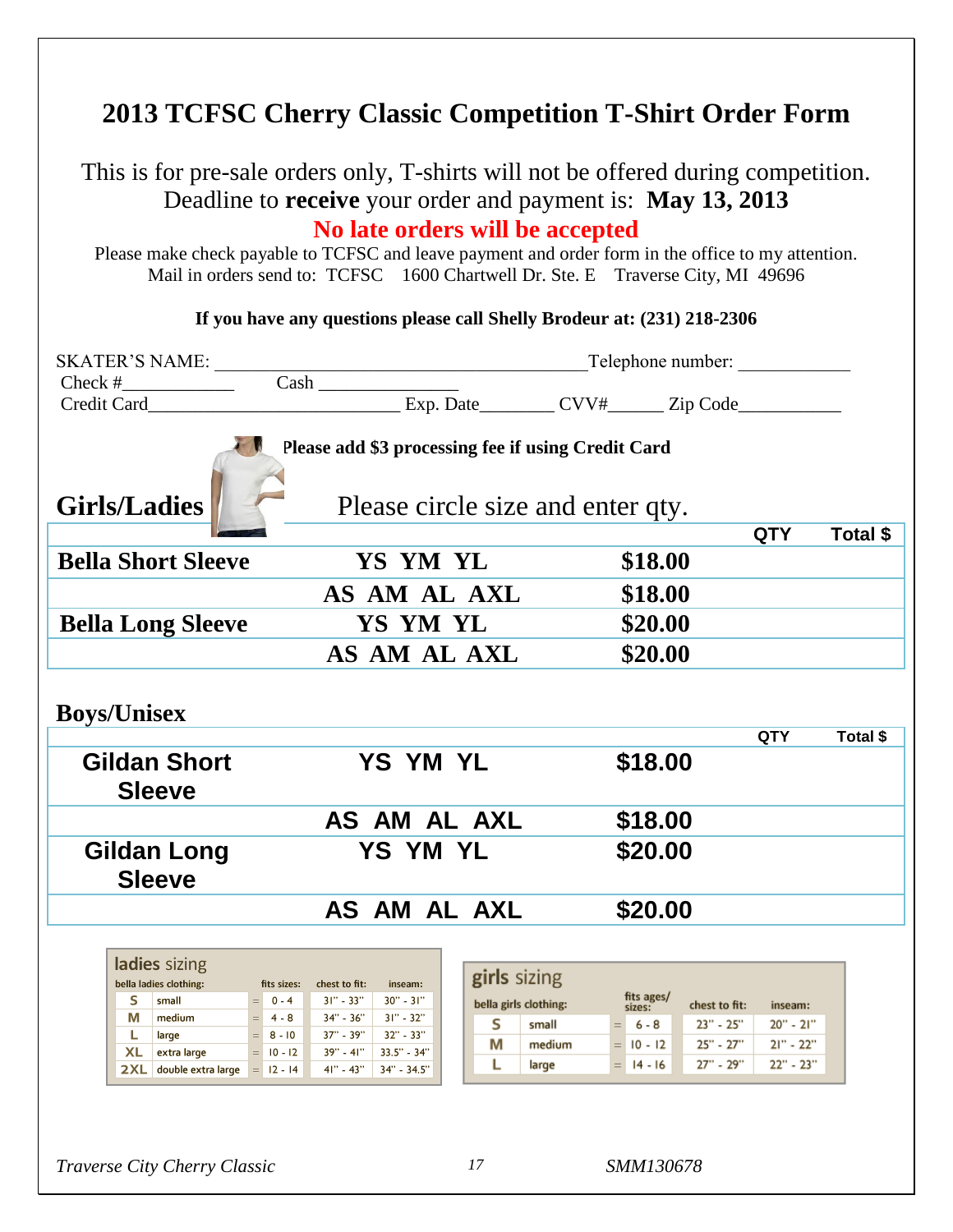# 2013 TCFSC Cherry Classic Competition T-Shirt Order Form

This is for pre-sale orders only, T-shirts will not be offered during competition.
Deadline to **receive** your order and payment is: **May 13, 2013**

**No late orders will be accepted**

Please make check payable to TCFSC and leave payment and order form in the office to my attention.
Mail in orders send to: TCFSC 1600 Chartwell Dr. Ste. E Traverse City, MI 49696

**If you have any questions please call Shelly Brodeur at: (231) 218-2306**

SKATER'S NAME: ______________________________________ Telephone number: ___________

Check #___________ Cash ______________

Credit Card__________________________ Exp. Date________ CVV#______ Zip Code__________

**Please add $3 processing fee if using Credit Card**

## Girls/Ladies

Please circle size and enter qty.

| | | | QTY | Total $ |
|---|---|---|---|---|
| **Bella Short Sleeve** | **YS YM YL** | **$18.00** | | |
| | **AS AM AL AXL** | **$18.00** | | |
| **Bella Long Sleeve** | **YS YM YL** | **$20.00** | | |
| | **AS AM AL AXL** | **$20.00** | | |

## Boys/Unisex

| | | | QTY | Total $ |
|---|---|---|---|---|
| **Gildan Short Sleeve** | **YS YM YL** | **$18.00** | | |
| | **AS AM AL AXL** | **$18.00** | | |
| **Gildan Long Sleeve** | **YS YM YL** | **$20.00** | | |
| | **AS AM AL AXL** | **$20.00** | | |

**ladies sizing**

| bella ladies clothing: | | fits sizes: | chest to fit: | inseam: |
|---|---|---|---|---|
| S | small | 0 - 4 | 31" - 33" | 30" - 31" |
| M | medium | 4 - 8 | 34" - 36" | 31" - 32" |
| L | large | 8 - 10 | 37" - 39" | 32" - 33" |
| XL | extra large | 10 - 12 | 39" - 41" | 33.5" - 34" |
| 2XL | double extra large | 12 - 14 | 41" - 43" | 34" - 34.5" |

**girls sizing**

| bella girls clothing: | | fits ages/ sizes: | chest to fit: | inseam: |
|---|---|---|---|---|
| S | small | 6 - 8 | 23" - 25" | 20" - 21" |
| M | medium | 10 - 12 | 25" - 27" | 21" - 22" |
| L | large | 14 - 16 | 27" - 29" | 22" - 23" |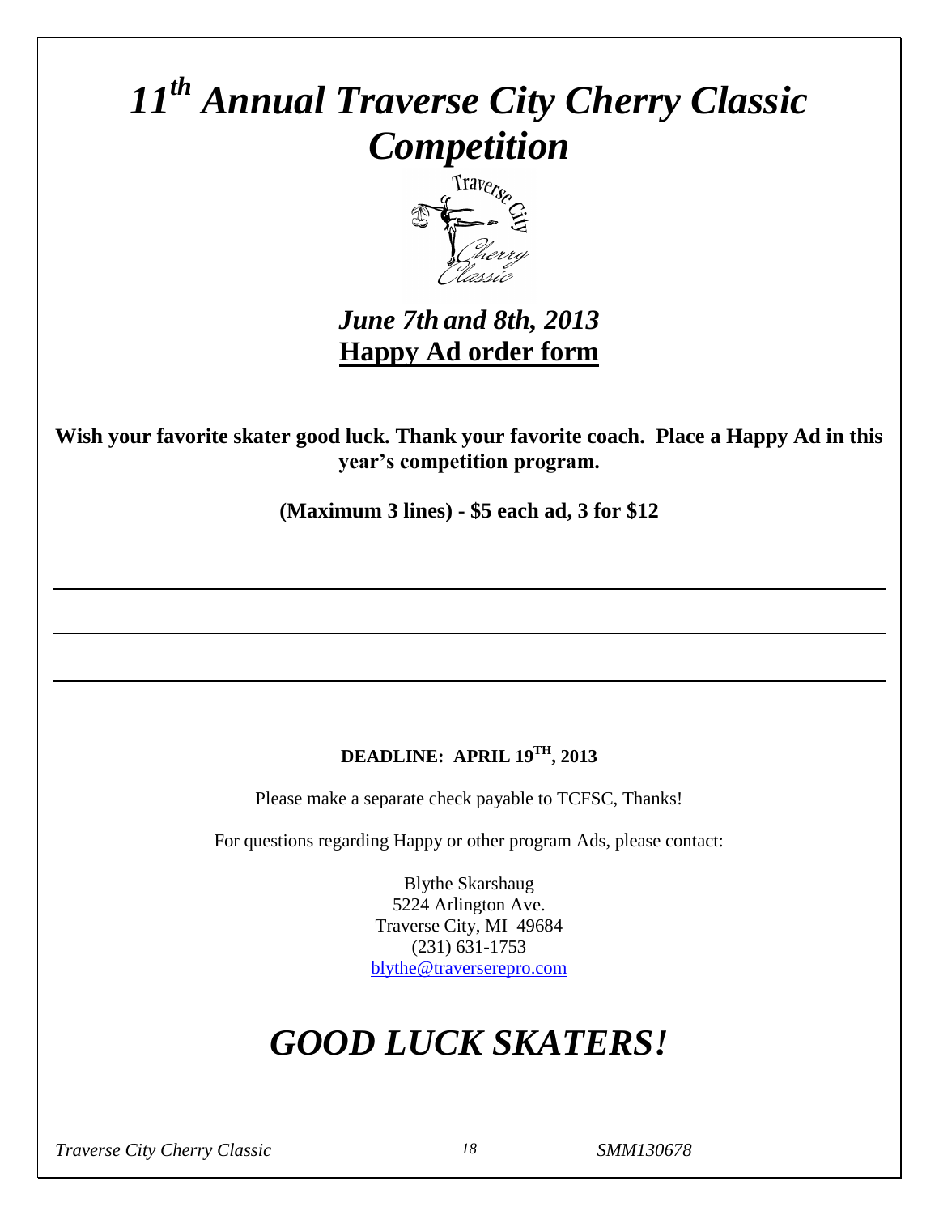# *11th Annual Traverse City Cherry Classic Competition*

## *June 7th and 8th, 2013*

## **Happy Ad order form**

**Wish your favorite skater good luck. Thank your favorite coach. Place a Happy Ad in this year's competition program.**

**(Maximum 3 lines) - $5 each ad, 3 for $12**

\_\_\_\_\_\_\_\_\_\_\_\_\_\_\_\_\_\_\_\_\_\_\_\_\_\_\_\_\_\_\_\_\_\_\_\_\_\_\_\_\_\_\_\_\_\_\_\_\_\_\_\_\_\_\_\_\_\_\_\_

\_\_\_\_\_\_\_\_\_\_\_\_\_\_\_\_\_\_\_\_\_\_\_\_\_\_\_\_\_\_\_\_\_\_\_\_\_\_\_\_\_\_\_\_\_\_\_\_\_\_\_\_\_\_\_\_\_\_\_\_

\_\_\_\_\_\_\_\_\_\_\_\_\_\_\_\_\_\_\_\_\_\_\_\_\_\_\_\_\_\_\_\_\_\_\_\_\_\_\_\_\_\_\_\_\_\_\_\_\_\_\_\_\_\_\_\_\_\_\_\_

**DEADLINE: APRIL 19TH, 2013**

Please make a separate check payable to TCFSC, Thanks!

For questions regarding Happy or other program Ads, please contact:

Blythe Skarshaug
5224 Arlington Ave.
Traverse City, MI 49684
(231) 631-1753
blythe@traverserepro.com

# *GOOD LUCK SKATERS!*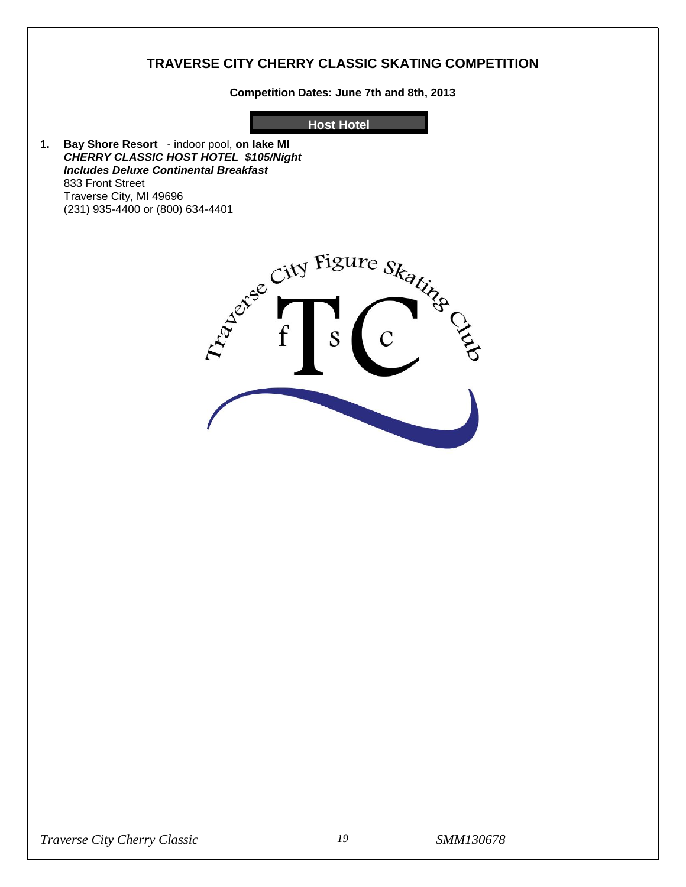# TRAVERSE CITY CHERRY CLASSIC SKATING COMPETITION

**Competition Dates: June 7th and 8th, 2013**

**Host Hotel**

1. **Bay Shore Resort** - indoor pool, **on lake MI**
   ***CHERRY CLASSIC HOST HOTEL $105/Night***
   ***Includes Deluxe Continental Breakfast***
   833 Front Street
   Traverse City, MI 49696
   (231) 935-4400 or (800) 634-4401

Traverse City Figure Skating Club

TCfsc